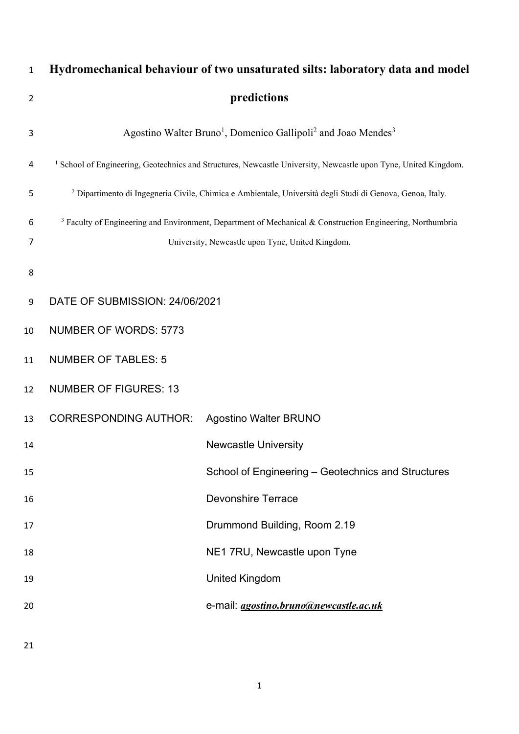# Hydromechanical behaviour of two unsaturated silts: laboratory data and model predictions

Agostino Walter Bruno[1], Domenico Gallipoli[2] and Joao Mendes[3]

[1] School of Engineering, Geotechnics and Structures, Newcastle University, Newcastle upon Tyne, United Kingdom.

[2] Dipartimento di Ingegneria Civile, Chimica e Ambientale, Università degli Studi di Genova, Genoa, Italy.

[3] Faculty of Engineering and Environment, Department of Mechanical & Construction Engineering, Northumbria University, Newcastle upon Tyne, United Kingdom.

DATE OF SUBMISSION: 24/06/2021

NUMBER OF WORDS: 5773

NUMBER OF TABLES: 5

NUMBER OF FIGURES: 13

CORRESPONDING AUTHOR: Agostino Walter BRUNO

Newcastle University

School of Engineering – Geotechnics and Structures

Devonshire Terrace

Drummond Building, Room 2.19

NE1 7RU, Newcastle upon Tyne

United Kingdom

e-mail: ***agostino.bruno@newcastle.ac.uk***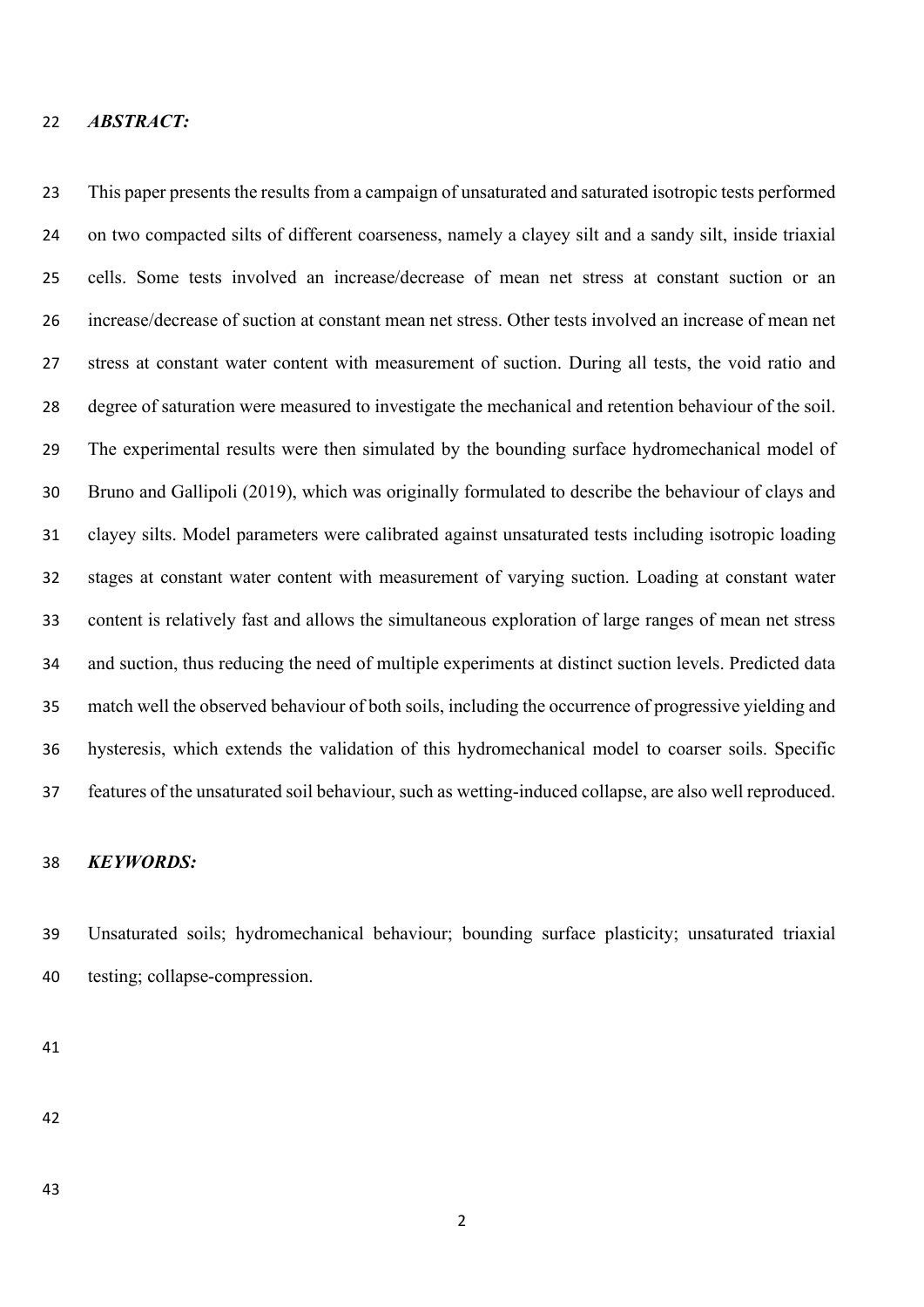***ABSTRACT:***

This paper presents the results from a campaign of unsaturated and saturated isotropic tests performed on two compacted silts of different coarseness, namely a clayey silt and a sandy silt, inside triaxial cells. Some tests involved an increase/decrease of mean net stress at constant suction or an increase/decrease of suction at constant mean net stress. Other tests involved an increase of mean net stress at constant water content with measurement of suction. During all tests, the void ratio and degree of saturation were measured to investigate the mechanical and retention behaviour of the soil. The experimental results were then simulated by the bounding surface hydromechanical model of Bruno and Gallipoli (2019), which was originally formulated to describe the behaviour of clays and clayey silts. Model parameters were calibrated against unsaturated tests including isotropic loading stages at constant water content with measurement of varying suction. Loading at constant water content is relatively fast and allows the simultaneous exploration of large ranges of mean net stress and suction, thus reducing the need of multiple experiments at distinct suction levels. Predicted data match well the observed behaviour of both soils, including the occurrence of progressive yielding and hysteresis, which extends the validation of this hydromechanical model to coarser soils. Specific features of the unsaturated soil behaviour, such as wetting-induced collapse, are also well reproduced.

***KEYWORDS:***

Unsaturated soils; hydromechanical behaviour; bounding surface plasticity; unsaturated triaxial testing; collapse-compression.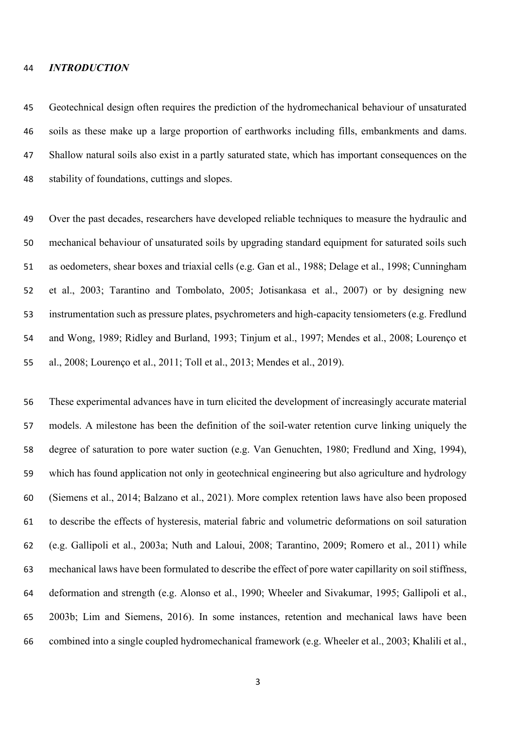## *INTRODUCTION*

Geotechnical design often requires the prediction of the hydromechanical behaviour of unsaturated soils as these make up a large proportion of earthworks including fills, embankments and dams. Shallow natural soils also exist in a partly saturated state, which has important consequences on the stability of foundations, cuttings and slopes.

Over the past decades, researchers have developed reliable techniques to measure the hydraulic and mechanical behaviour of unsaturated soils by upgrading standard equipment for saturated soils such as oedometers, shear boxes and triaxial cells (e.g. Gan et al., 1988; Delage et al., 1998; Cunningham et al., 2003; Tarantino and Tombolato, 2005; Jotisankasa et al., 2007) or by designing new instrumentation such as pressure plates, psychrometers and high-capacity tensiometers (e.g. Fredlund and Wong, 1989; Ridley and Burland, 1993; Tinjum et al., 1997; Mendes et al., 2008; Lourenço et al., 2008; Lourenço et al., 2011; Toll et al., 2013; Mendes et al., 2019).

These experimental advances have in turn elicited the development of increasingly accurate material models. A milestone has been the definition of the soil-water retention curve linking uniquely the degree of saturation to pore water suction (e.g. Van Genuchten, 1980; Fredlund and Xing, 1994), which has found application not only in geotechnical engineering but also agriculture and hydrology (Siemens et al., 2014; Balzano et al., 2021). More complex retention laws have also been proposed to describe the effects of hysteresis, material fabric and volumetric deformations on soil saturation (e.g. Gallipoli et al., 2003a; Nuth and Laloui, 2008; Tarantino, 2009; Romero et al., 2011) while mechanical laws have been formulated to describe the effect of pore water capillarity on soil stiffness, deformation and strength (e.g. Alonso et al., 1990; Wheeler and Sivakumar, 1995; Gallipoli et al., 2003b; Lim and Siemens, 2016). In some instances, retention and mechanical laws have been combined into a single coupled hydromechanical framework (e.g. Wheeler et al., 2003; Khalili et al.,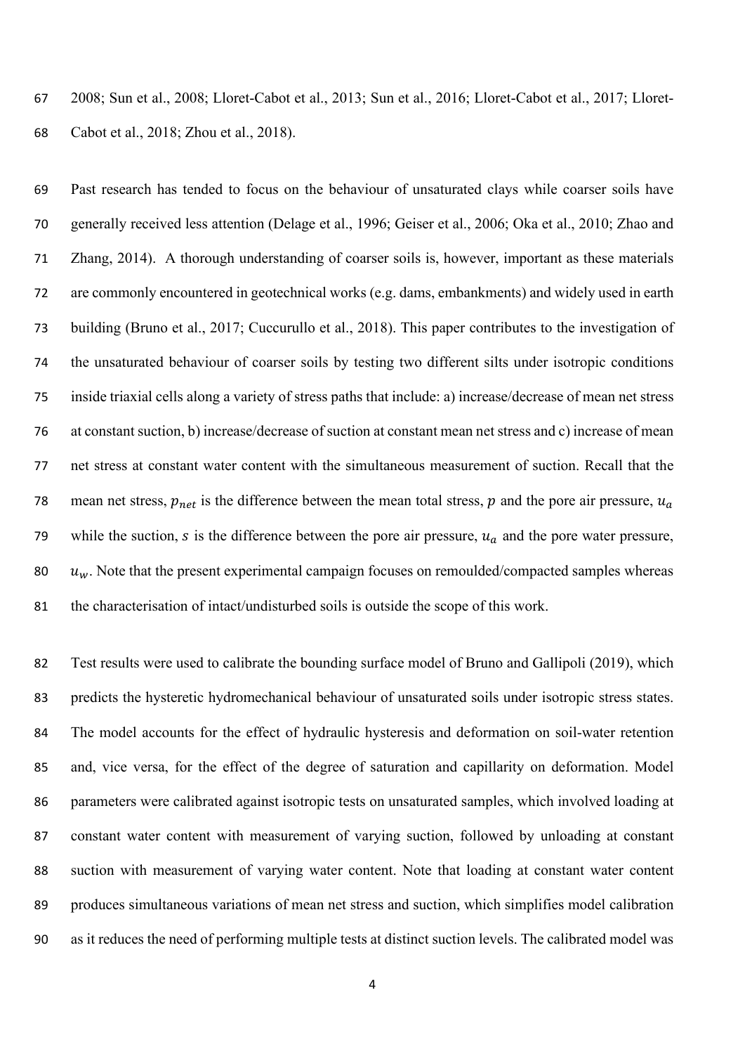2008; Sun et al., 2008; Lloret-Cabot et al., 2013; Sun et al., 2016; Lloret-Cabot et al., 2017; Lloret-Cabot et al., 2018; Zhou et al., 2018).

Past research has tended to focus on the behaviour of unsaturated clays while coarser soils have generally received less attention (Delage et al., 1996; Geiser et al., 2006; Oka et al., 2010; Zhao and Zhang, 2014). A thorough understanding of coarser soils is, however, important as these materials are commonly encountered in geotechnical works (e.g. dams, embankments) and widely used in earth building (Bruno et al., 2017; Cuccurullo et al., 2018). This paper contributes to the investigation of the unsaturated behaviour of coarser soils by testing two different silts under isotropic conditions inside triaxial cells along a variety of stress paths that include: a) increase/decrease of mean net stress at constant suction, b) increase/decrease of suction at constant mean net stress and c) increase of mean net stress at constant water content with the simultaneous measurement of suction. Recall that the mean net stress, $p_{net}$ is the difference between the mean total stress, $p$ and the pore air pressure, $u_a$ while the suction, $s$ is the difference between the pore air pressure, $u_a$ and the pore water pressure, $u_w$. Note that the present experimental campaign focuses on remoulded/compacted samples whereas the characterisation of intact/undisturbed soils is outside the scope of this work.

Test results were used to calibrate the bounding surface model of Bruno and Gallipoli (2019), which predicts the hysteretic hydromechanical behaviour of unsaturated soils under isotropic stress states. The model accounts for the effect of hydraulic hysteresis and deformation on soil-water retention and, vice versa, for the effect of the degree of saturation and capillarity on deformation. Model parameters were calibrated against isotropic tests on unsaturated samples, which involved loading at constant water content with measurement of varying suction, followed by unloading at constant suction with measurement of varying water content. Note that loading at constant water content produces simultaneous variations of mean net stress and suction, which simplifies model calibration as it reduces the need of performing multiple tests at distinct suction levels. The calibrated model was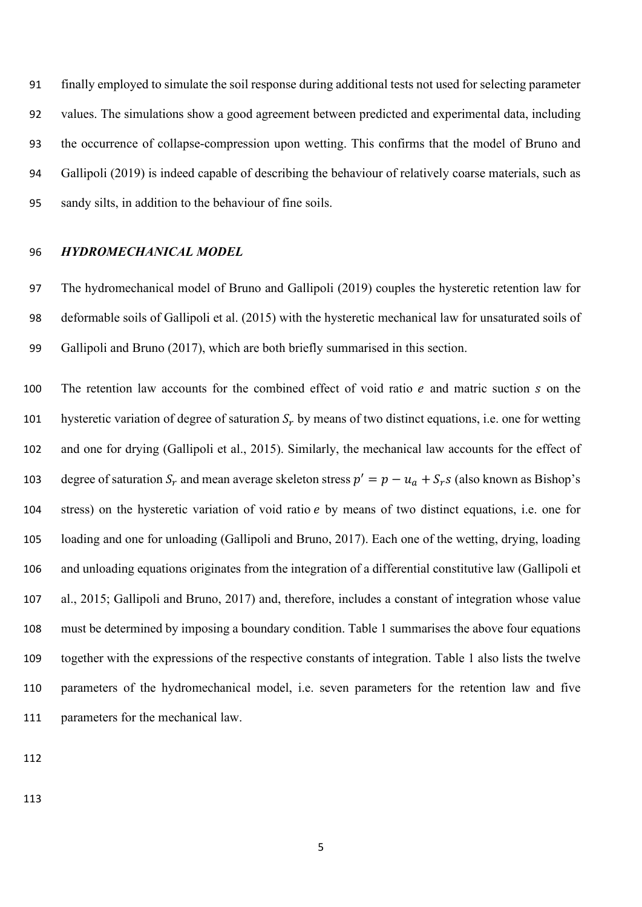finally employed to simulate the soil response during additional tests not used for selecting parameter values. The simulations show a good agreement between predicted and experimental data, including the occurrence of collapse-compression upon wetting. This confirms that the model of Bruno and Gallipoli (2019) is indeed capable of describing the behaviour of relatively coarse materials, such as sandy silts, in addition to the behaviour of fine soils.

### *HYDROMECHANICAL MODEL*

The hydromechanical model of Bruno and Gallipoli (2019) couples the hysteretic retention law for deformable soils of Gallipoli et al. (2015) with the hysteretic mechanical law for unsaturated soils of Gallipoli and Bruno (2017), which are both briefly summarised in this section.

The retention law accounts for the combined effect of void ratio $e$ and matric suction $s$ on the hysteretic variation of degree of saturation $S_r$ by means of two distinct equations, i.e. one for wetting and one for drying (Gallipoli et al., 2015). Similarly, the mechanical law accounts for the effect of degree of saturation $S_r$ and mean average skeleton stress $p' = p - u_a + S_r s$ (also known as Bishop's stress) on the hysteretic variation of void ratio $e$ by means of two distinct equations, i.e. one for loading and one for unloading (Gallipoli and Bruno, 2017). Each one of the wetting, drying, loading and unloading equations originates from the integration of a differential constitutive law (Gallipoli et al., 2015; Gallipoli and Bruno, 2017) and, therefore, includes a constant of integration whose value must be determined by imposing a boundary condition. Table 1 summarises the above four equations together with the expressions of the respective constants of integration. Table 1 also lists the twelve parameters of the hydromechanical model, i.e. seven parameters for the retention law and five parameters for the mechanical law.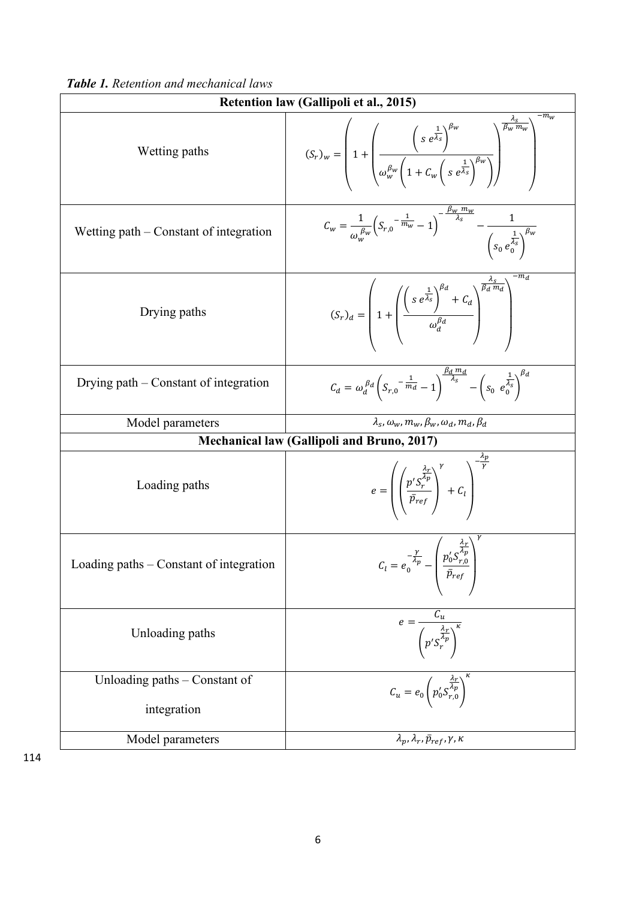***Table 1.*** *Retention and mechanical laws*

| **Retention law (Gallipoli et al., 2015)** | |
|---|---|
| Wetting paths | $(S_r)_w = \left(1 + \left(\frac{\left(s\, e^{\frac{1}{\lambda_s}}\right)^{\beta_w}}{\omega_w^{\beta_w}\left(1 + C_w\left(s\, e^{\frac{1}{\lambda_s}}\right)^{\beta_w}\right)}\right)^{\frac{\lambda_s}{\beta_w\, m_w}}\right)^{-m_w}$ |
| Wetting path – Constant of integration | $C_w = \frac{1}{\omega_w^{\beta_w}}\left(S_{r,0}{}^{-\frac{1}{m_w}} - 1\right)^{-\frac{\beta_w\, m_w}{\lambda_s}} - \frac{1}{\left(s_0\, e_0^{\frac{1}{\lambda_s}}\right)^{\beta_w}}$ |
| Drying paths | $(S_r)_d = \left(1 + \left(\frac{\left(s\, e^{\frac{1}{\lambda_s}}\right)^{\beta_d} + C_d}{\omega_d^{\beta_d}}\right)^{\frac{\lambda_s}{\beta_d\, m_d}}\right)^{-m_d}$ |
| Drying path – Constant of integration | $C_d = \omega_d^{\beta_d}\left(S_{r,0}{}^{-\frac{1}{m_d}} - 1\right)^{\frac{\beta_d\, m_d}{\lambda_s}} - \left(s_0\, e_0^{\frac{1}{\lambda_s}}\right)^{\beta_d}$ |
| Model parameters | $\lambda_s, \omega_w, m_w, \beta_w, \omega_d, m_d, \beta_d$ |
| **Mechanical law (Gallipoli and Bruno, 2017)** | |
| Loading paths | $e = \left(\left(\frac{p' S_r^{\frac{\lambda_r}{\lambda_p}}}{\bar{p}_{ref}}\right)^{\gamma} + C_l\right)^{-\frac{\lambda_p}{\gamma}}$ |
| Loading paths – Constant of integration | $C_l = e_0^{-\frac{\gamma}{\lambda_p}} - \left(\frac{p_0' S_{r,0}^{\frac{\lambda_r}{\lambda_p}}}{\bar{p}_{ref}}\right)^{\gamma}$ |
| Unloading paths | $e = \frac{C_u}{\left(p' S_r^{\frac{\lambda_r}{\lambda_p}}\right)^{\kappa}}$ |
| Unloading paths – Constant of integration | $C_u = e_0\left(p_0' S_{r,0}^{\frac{\lambda_r}{\lambda_p}}\right)^{\kappa}$ |
| Model parameters | $\lambda_p, \lambda_r, \bar{p}_{ref}, \gamma, \kappa$ |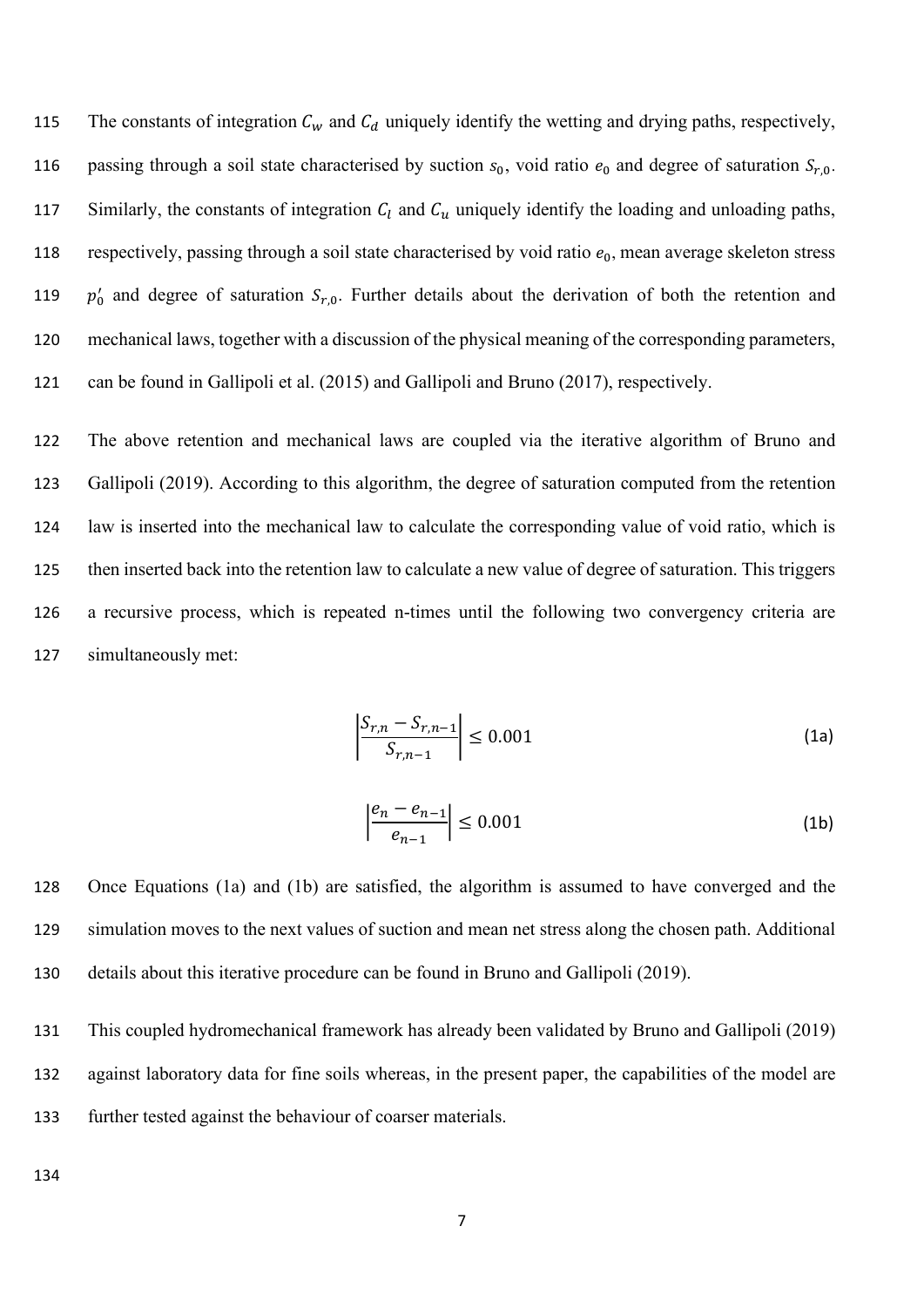The constants of integration $C_w$ and $C_d$ uniquely identify the wetting and drying paths, respectively, passing through a soil state characterised by suction $s_0$, void ratio $e_0$ and degree of saturation $S_{r,0}$. Similarly, the constants of integration $C_l$ and $C_u$ uniquely identify the loading and unloading paths, respectively, passing through a soil state characterised by void ratio $e_0$, mean average skeleton stress $p'_0$ and degree of saturation $S_{r,0}$. Further details about the derivation of both the retention and mechanical laws, together with a discussion of the physical meaning of the corresponding parameters, can be found in Gallipoli et al. (2015) and Gallipoli and Bruno (2017), respectively.

The above retention and mechanical laws are coupled via the iterative algorithm of Bruno and Gallipoli (2019). According to this algorithm, the degree of saturation computed from the retention law is inserted into the mechanical law to calculate the corresponding value of void ratio, which is then inserted back into the retention law to calculate a new value of degree of saturation. This triggers a recursive process, which is repeated n-times until the following two convergency criteria are simultaneously met:

$$\left|\frac{S_{r,n} - S_{r,n-1}}{S_{r,n-1}}\right| \leq 0.001 \tag{1a}$$

$$\left|\frac{e_n - e_{n-1}}{e_{n-1}}\right| \leq 0.001 \tag{1b}$$

Once Equations (1a) and (1b) are satisfied, the algorithm is assumed to have converged and the simulation moves to the next values of suction and mean net stress along the chosen path. Additional details about this iterative procedure can be found in Bruno and Gallipoli (2019).

This coupled hydromechanical framework has already been validated by Bruno and Gallipoli (2019) against laboratory data for fine soils whereas, in the present paper, the capabilities of the model are further tested against the behaviour of coarser materials.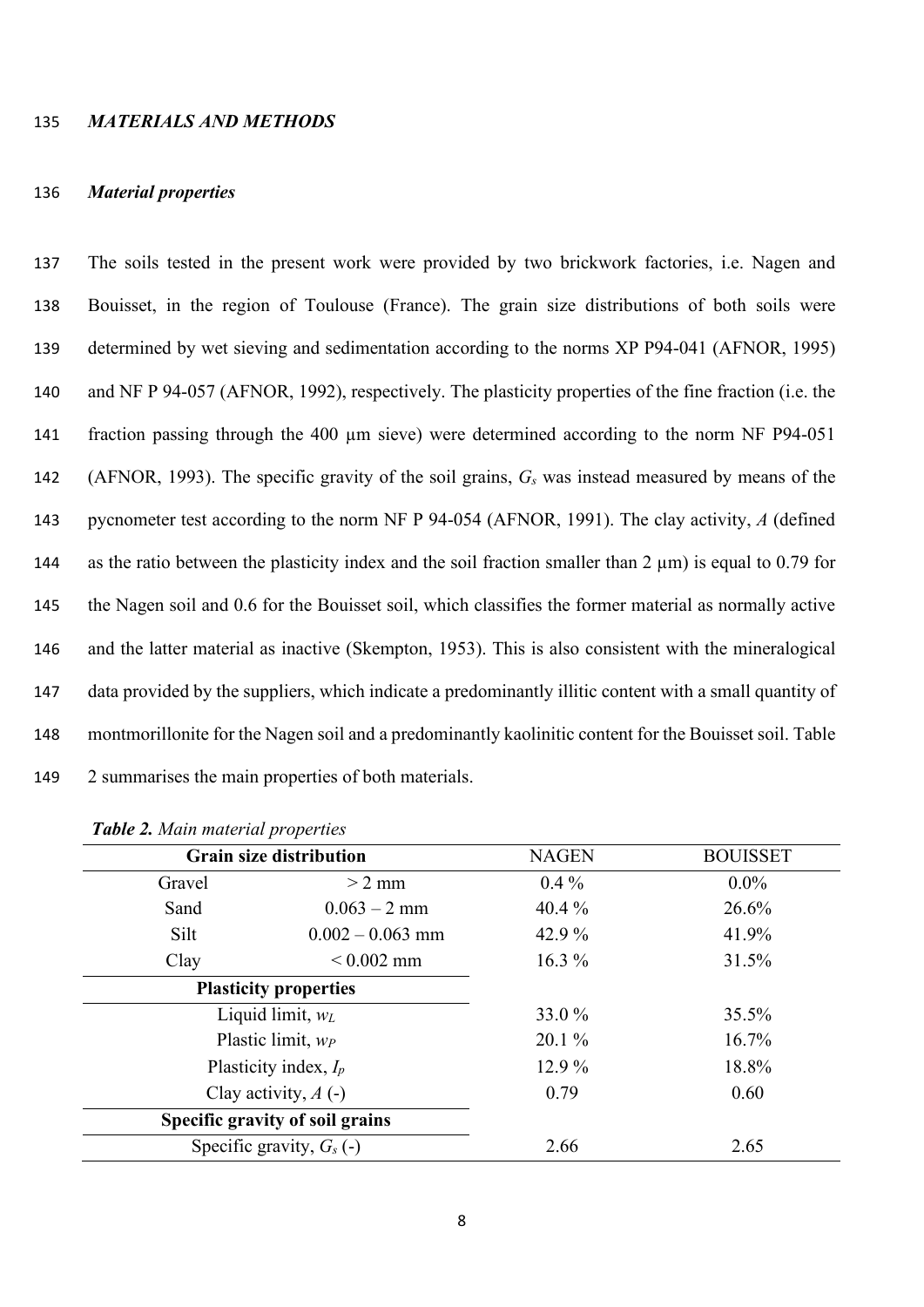## *MATERIALS AND METHODS*

### *Material properties*

The soils tested in the present work were provided by two brickwork factories, i.e. Nagen and Bouisset, in the region of Toulouse (France). The grain size distributions of both soils were determined by wet sieving and sedimentation according to the norms XP P94-041 (AFNOR, 1995) and NF P 94-057 (AFNOR, 1992), respectively. The plasticity properties of the fine fraction (i.e. the fraction passing through the 400 μm sieve) were determined according to the norm NF P94-051 (AFNOR, 1993). The specific gravity of the soil grains, $G_s$ was instead measured by means of the pycnometer test according to the norm NF P 94-054 (AFNOR, 1991). The clay activity, $A$ (defined as the ratio between the plasticity index and the soil fraction smaller than 2 μm) is equal to 0.79 for the Nagen soil and 0.6 for the Bouisset soil, which classifies the former material as normally active and the latter material as inactive (Skempton, 1953). This is also consistent with the mineralogical data provided by the suppliers, which indicate a predominantly illitic content with a small quantity of montmorillonite for the Nagen soil and a predominantly kaolinitic content for the Bouisset soil. Table 2 summarises the main properties of both materials.

***Table 2.*** *Main material properties*

| **Grain size distribution** | | NAGEN | BOUISSET |
|---|---|---|---|
| Gravel | > 2 mm | 0.4 % | 0.0% |
| Sand | 0.063 – 2 mm | 40.4 % | 26.6% |
| Silt | 0.002 – 0.063 mm | 42.9 % | 41.9% |
| Clay | < 0.002 mm | 16.3 % | 31.5% |
| **Plasticity properties** | | | |
| Liquid limit, $w_L$ | | 33.0 % | 35.5% |
| Plastic limit, $w_P$ | | 20.1 % | 16.7% |
| Plasticity index, $I_p$ | | 12.9 % | 18.8% |
| Clay activity, $A$ (-) | | 0.79 | 0.60 |
| **Specific gravity of soil grains** | | | |
| Specific gravity, $G_s$ (-) | | 2.66 | 2.65 |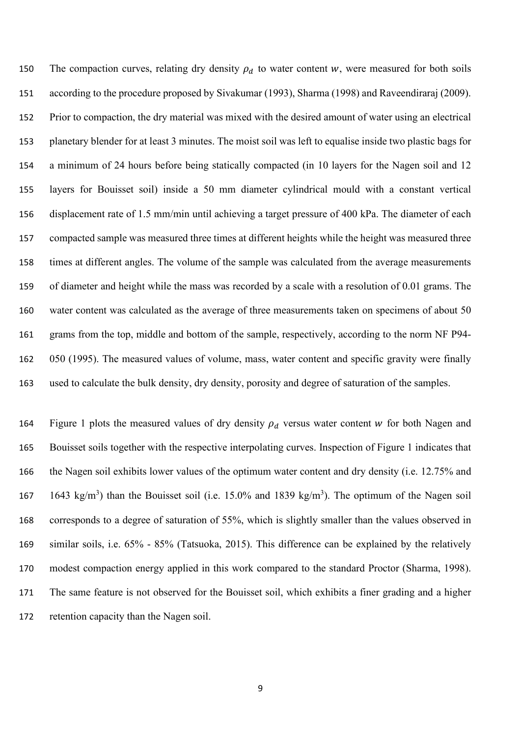The compaction curves, relating dry density $\rho_d$ to water content $w$, were measured for both soils according to the procedure proposed by Sivakumar (1993), Sharma (1998) and Raveendiraraj (2009). Prior to compaction, the dry material was mixed with the desired amount of water using an electrical planetary blender for at least 3 minutes. The moist soil was left to equalise inside two plastic bags for a minimum of 24 hours before being statically compacted (in 10 layers for the Nagen soil and 12 layers for Bouisset soil) inside a 50 mm diameter cylindrical mould with a constant vertical displacement rate of 1.5 mm/min until achieving a target pressure of 400 kPa. The diameter of each compacted sample was measured three times at different heights while the height was measured three times at different angles. The volume of the sample was calculated from the average measurements of diameter and height while the mass was recorded by a scale with a resolution of 0.01 grams. The water content was calculated as the average of three measurements taken on specimens of about 50 grams from the top, middle and bottom of the sample, respectively, according to the norm NF P94-050 (1995). The measured values of volume, mass, water content and specific gravity were finally used to calculate the bulk density, dry density, porosity and degree of saturation of the samples.

Figure 1 plots the measured values of dry density $\rho_d$ versus water content $w$ for both Nagen and Bouisset soils together with the respective interpolating curves. Inspection of Figure 1 indicates that the Nagen soil exhibits lower values of the optimum water content and dry density (i.e. 12.75% and 1643 $kg/m^3$) than the Bouisset soil (i.e. 15.0% and 1839 $kg/m^3$). The optimum of the Nagen soil corresponds to a degree of saturation of 55%, which is slightly smaller than the values observed in similar soils, i.e. 65% - 85% (Tatsuoka, 2015). This difference can be explained by the relatively modest compaction energy applied in this work compared to the standard Proctor (Sharma, 1998). The same feature is not observed for the Bouisset soil, which exhibits a finer grading and a higher retention capacity than the Nagen soil.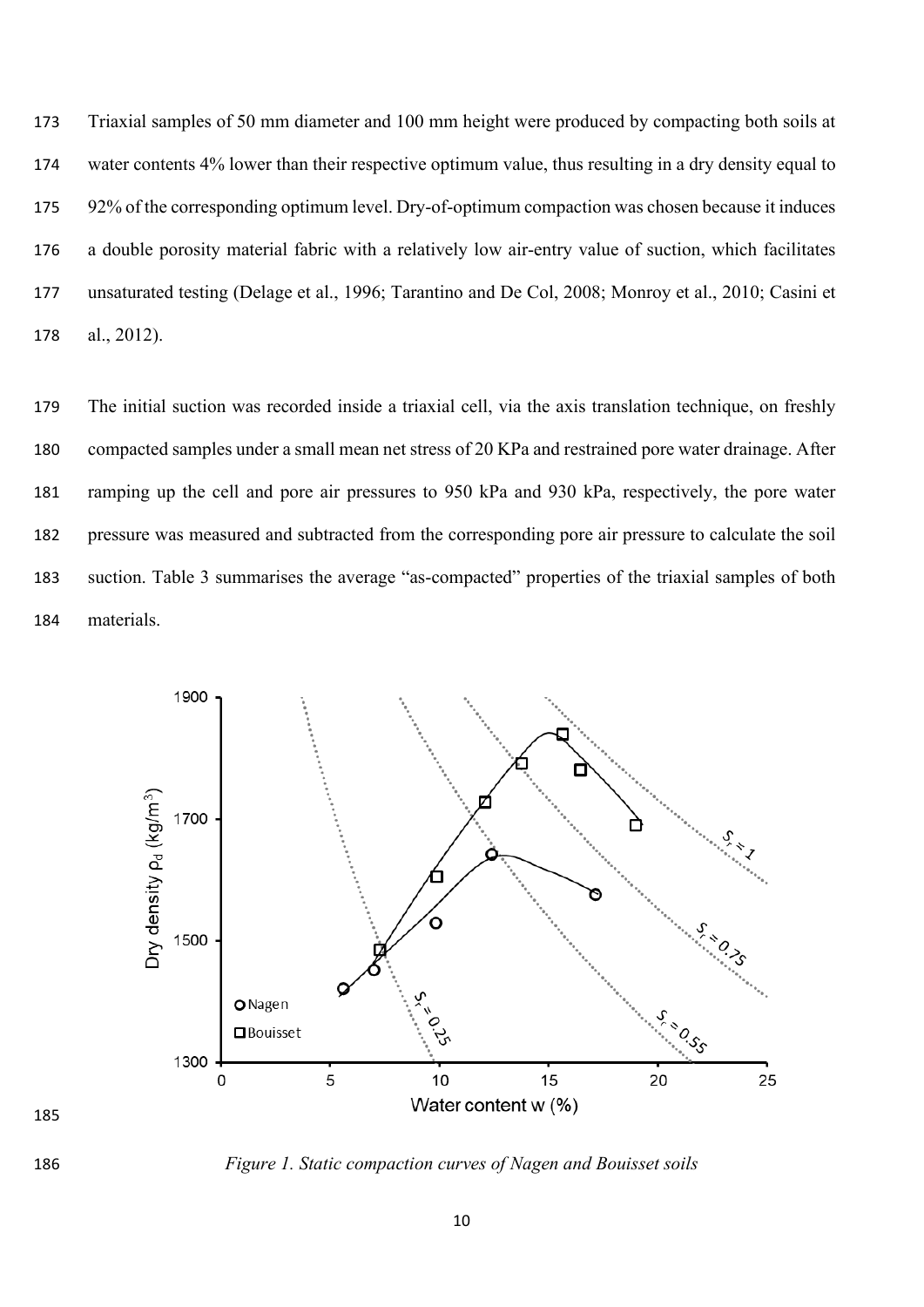Triaxial samples of 50 mm diameter and 100 mm height were produced by compacting both soils at water contents 4% lower than their respective optimum value, thus resulting in a dry density equal to 92% of the corresponding optimum level. Dry-of-optimum compaction was chosen because it induces a double porosity material fabric with a relatively low air-entry value of suction, which facilitates unsaturated testing (Delage et al., 1996; Tarantino and De Col, 2008; Monroy et al., 2010; Casini et al., 2012).

The initial suction was recorded inside a triaxial cell, via the axis translation technique, on freshly compacted samples under a small mean net stress of 20 KPa and restrained pore water drainage. After ramping up the cell and pore air pressures to 950 kPa and 930 kPa, respectively, the pore water pressure was measured and subtracted from the corresponding pore air pressure to calculate the soil suction. Table 3 summarises the average "as-compacted" properties of the triaxial samples of both materials.

*Figure 1. Static compaction curves of Nagen and Bouisset soils*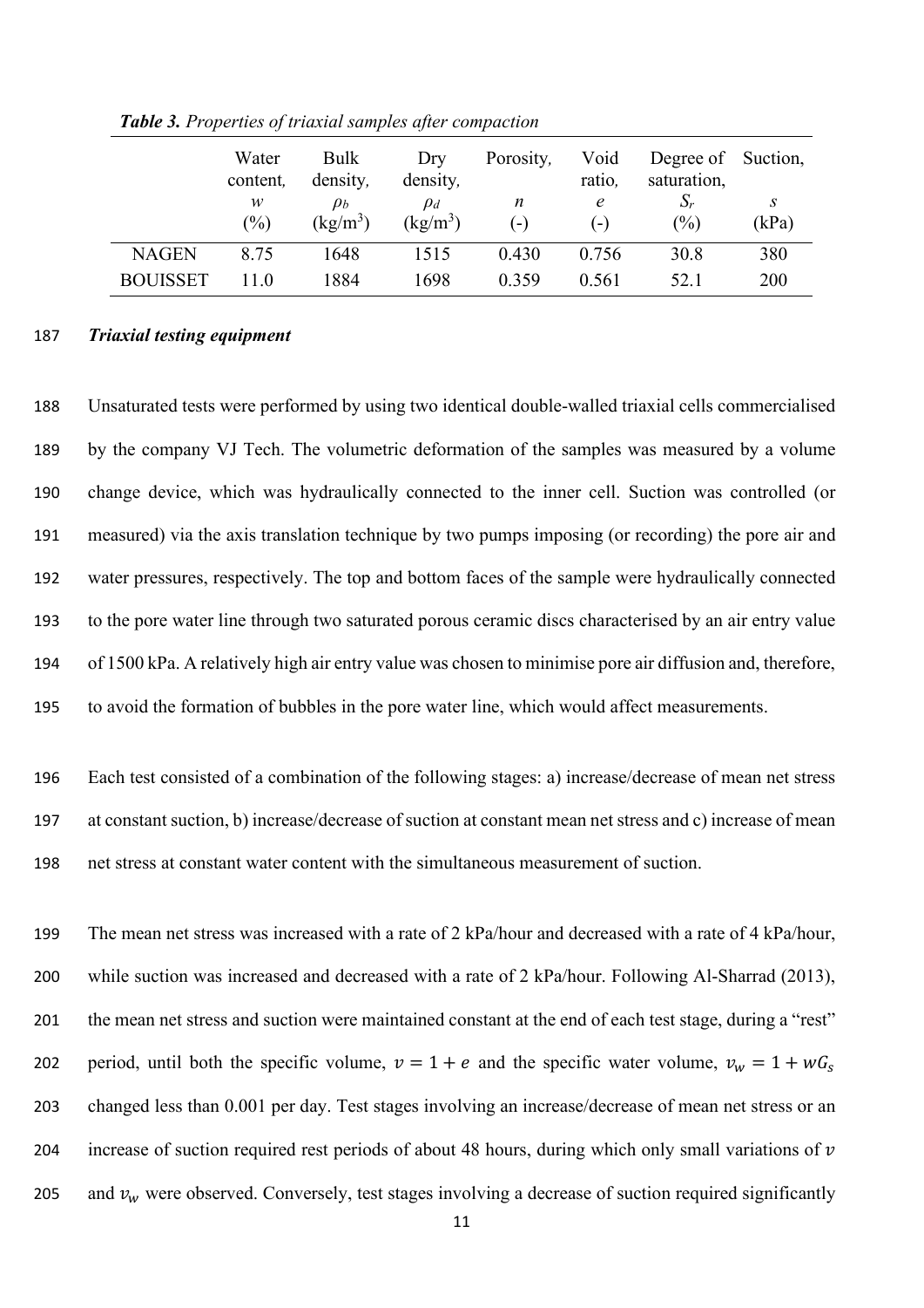***Table 3.*** *Properties of triaxial samples after compaction*

| | Water content, $w$ (%) | Bulk density, $\rho_b$ (kg/m$^3$) | Dry density, $\rho_d$ (kg/m$^3$) | Porosity, $n$ (-) | Void ratio, $e$ (-) | Degree of saturation, $S_r$ (%) | Suction, $s$ (kPa) |
|---|---|---|---|---|---|---|---|
| NAGEN | 8.75 | 1648 | 1515 | 0.430 | 0.756 | 30.8 | 380 |
| BOUISSET | 11.0 | 1884 | 1698 | 0.359 | 0.561 | 52.1 | 200 |

***Triaxial testing equipment***

Unsaturated tests were performed by using two identical double-walled triaxial cells commercialised by the company VJ Tech. The volumetric deformation of the samples was measured by a volume change device, which was hydraulically connected to the inner cell. Suction was controlled (or measured) via the axis translation technique by two pumps imposing (or recording) the pore air and water pressures, respectively. The top and bottom faces of the sample were hydraulically connected to the pore water line through two saturated porous ceramic discs characterised by an air entry value of 1500 kPa. A relatively high air entry value was chosen to minimise pore air diffusion and, therefore, to avoid the formation of bubbles in the pore water line, which would affect measurements.

Each test consisted of a combination of the following stages: a) increase/decrease of mean net stress at constant suction, b) increase/decrease of suction at constant mean net stress and c) increase of mean net stress at constant water content with the simultaneous measurement of suction.

The mean net stress was increased with a rate of 2 kPa/hour and decreased with a rate of 4 kPa/hour, while suction was increased and decreased with a rate of 2 kPa/hour. Following Al-Sharrad (2013), the mean net stress and suction were maintained constant at the end of each test stage, during a "rest" period, until both the specific volume, $v = 1 + e$ and the specific water volume, $v_w = 1 + wG_s$ changed less than 0.001 per day. Test stages involving an increase/decrease of mean net stress or an increase of suction required rest periods of about 48 hours, during which only small variations of $v$ and $v_w$ were observed. Conversely, test stages involving a decrease of suction required significantly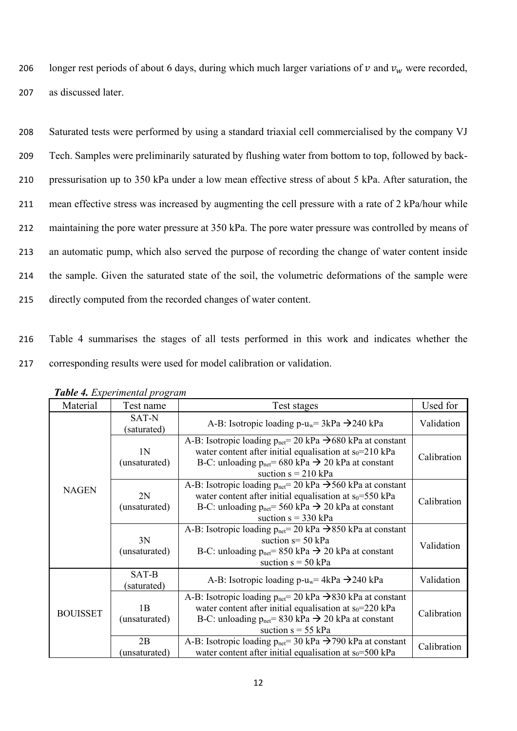longer rest periods of about 6 days, during which much larger variations of $v$ and $v_w$ were recorded, as discussed later.

Saturated tests were performed by using a standard triaxial cell commercialised by the company VJ Tech. Samples were preliminarily saturated by flushing water from bottom to top, followed by back-pressurisation up to 350 kPa under a low mean effective stress of about 5 kPa. After saturation, the mean effective stress was increased by augmenting the cell pressure with a rate of 2 kPa/hour while maintaining the pore water pressure at 350 kPa. The pore water pressure was controlled by means of an automatic pump, which also served the purpose of recording the change of water content inside the sample. Given the saturated state of the soil, the volumetric deformations of the sample were directly computed from the recorded changes of water content.

Table 4 summarises the stages of all tests performed in this work and indicates whether the corresponding results were used for model calibration or validation.

***Table 4.*** *Experimental program*

| Material | Test name | Test stages | Used for |
|---|---|---|---|
| NAGEN | SAT-N (saturated) | A-B: Isotropic loading $p-u_w$= 3kPa → 240 kPa | Validation |
| | 1N (unsaturated) | A-B: Isotropic loading $p_{net}$= 20 kPa → 680 kPa at constant water content after initial equalisation at $s_0$=210 kPa<br>B-C: unloading $p_{net}$= 680 kPa → 20 kPa at constant suction s = 210 kPa | Calibration |
| | 2N (unsaturated) | A-B: Isotropic loading $p_{net}$= 20 kPa → 560 kPa at constant water content after initial equalisation at $s_0$=550 kPa<br>B-C: unloading $p_{net}$= 560 kPa → 20 kPa at constant suction s = 330 kPa | Calibration |
| | 3N (unsaturated) | A-B: Isotropic loading $p_{net}$= 20 kPa → 850 kPa at constant suction s= 50 kPa<br>B-C: unloading $p_{net}$= 850 kPa → 20 kPa at constant suction s = 50 kPa | Validation |
| BOUISSET | SAT-B (saturated) | A-B: Isotropic loading $p-u_w$= 4kPa → 240 kPa | Validation |
| | 1B (unsaturated) | A-B: Isotropic loading $p_{net}$= 20 kPa → 830 kPa at constant water content after initial equalisation at $s_0$=220 kPa<br>B-C: unloading $p_{net}$= 830 kPa → 20 kPa at constant suction s = 55 kPa | Calibration |
| | 2B (unsaturated) | A-B: Isotropic loading $p_{net}$= 30 kPa → 790 kPa at constant water content after initial equalisation at $s_0$=500 kPa | Calibration |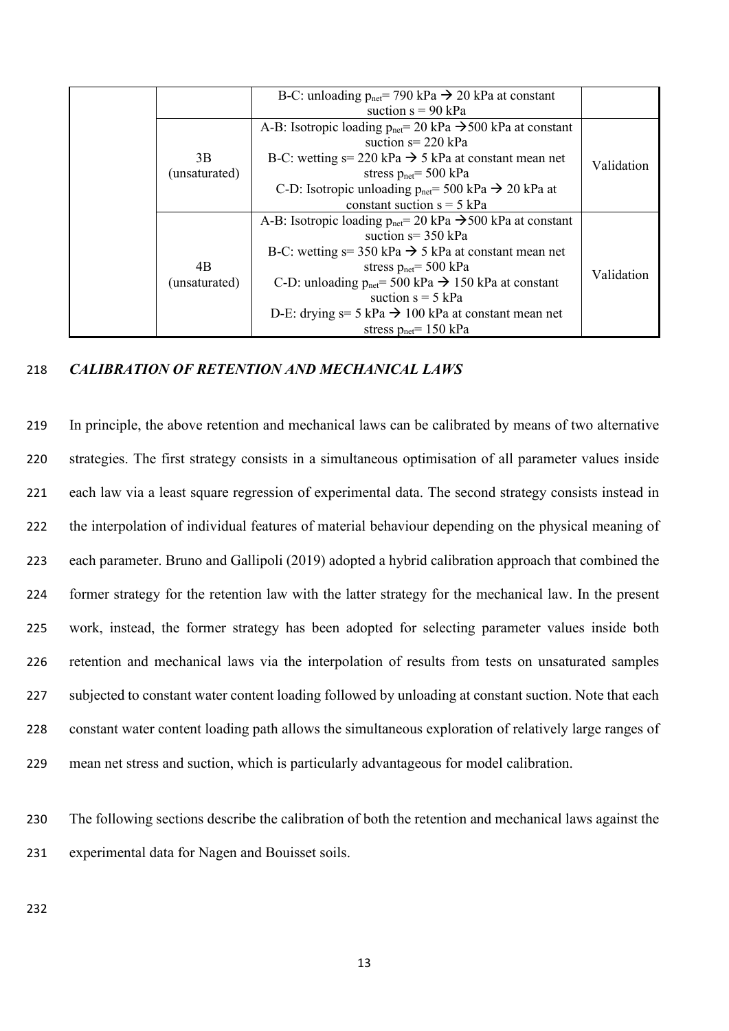| | | | |
|---|---|---|---|
| | | B-C: unloading $p_{net}$= 790 kPa → 20 kPa at constant suction s = 90 kPa | |
| | 3B (unsaturated) | A-B: Isotropic loading $p_{net}$= 20 kPa →500 kPa at constant suction s= 220 kPa<br>B-C: wetting s= 220 kPa → 5 kPa at constant mean net stress $p_{net}$= 500 kPa<br>C-D: Isotropic unloading $p_{net}$= 500 kPa → 20 kPa at constant suction s = 5 kPa | Validation |
| | 4B (unsaturated) | A-B: Isotropic loading $p_{net}$= 20 kPa →500 kPa at constant suction s= 350 kPa<br>B-C: wetting s= 350 kPa → 5 kPa at constant mean net stress $p_{net}$= 500 kPa<br>C-D: unloading $p_{net}$= 500 kPa → 150 kPa at constant suction s = 5 kPa<br>D-E: drying s= 5 kPa → 100 kPa at constant mean net stress $p_{net}$= 150 kPa | Validation |

## *CALIBRATION OF RETENTION AND MECHANICAL LAWS*

In principle, the above retention and mechanical laws can be calibrated by means of two alternative strategies. The first strategy consists in a simultaneous optimisation of all parameter values inside each law via a least square regression of experimental data. The second strategy consists instead in the interpolation of individual features of material behaviour depending on the physical meaning of each parameter. Bruno and Gallipoli (2019) adopted a hybrid calibration approach that combined the former strategy for the retention law with the latter strategy for the mechanical law. In the present work, instead, the former strategy has been adopted for selecting parameter values inside both retention and mechanical laws via the interpolation of results from tests on unsaturated samples subjected to constant water content loading followed by unloading at constant suction. Note that each constant water content loading path allows the simultaneous exploration of relatively large ranges of mean net stress and suction, which is particularly advantageous for model calibration.

The following sections describe the calibration of both the retention and mechanical laws against the experimental data for Nagen and Bouisset soils.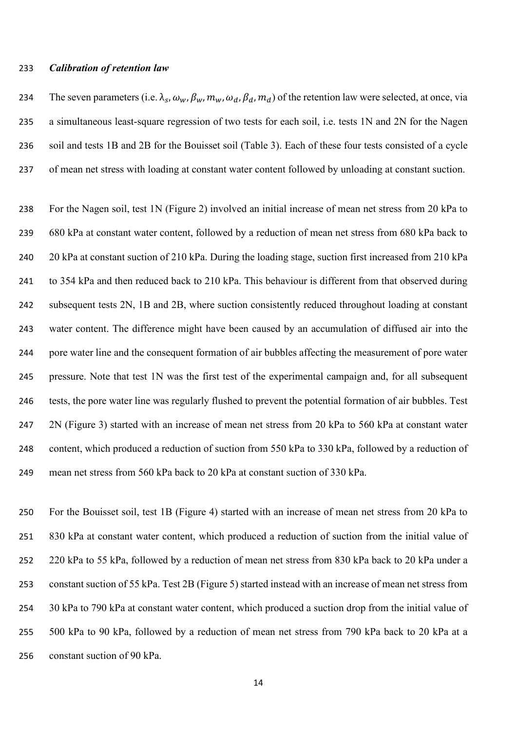***Calibration of retention law***

The seven parameters (i.e. $\lambda_s, \omega_w, \beta_w, m_w, \omega_d, \beta_d, m_d$) of the retention law were selected, at once, via a simultaneous least-square regression of two tests for each soil, i.e. tests 1N and 2N for the Nagen soil and tests 1B and 2B for the Bouisset soil (Table 3). Each of these four tests consisted of a cycle of mean net stress with loading at constant water content followed by unloading at constant suction.

For the Nagen soil, test 1N (Figure 2) involved an initial increase of mean net stress from 20 kPa to 680 kPa at constant water content, followed by a reduction of mean net stress from 680 kPa back to 20 kPa at constant suction of 210 kPa. During the loading stage, suction first increased from 210 kPa to 354 kPa and then reduced back to 210 kPa. This behaviour is different from that observed during subsequent tests 2N, 1B and 2B, where suction consistently reduced throughout loading at constant water content. The difference might have been caused by an accumulation of diffused air into the pore water line and the consequent formation of air bubbles affecting the measurement of pore water pressure. Note that test 1N was the first test of the experimental campaign and, for all subsequent tests, the pore water line was regularly flushed to prevent the potential formation of air bubbles. Test 2N (Figure 3) started with an increase of mean net stress from 20 kPa to 560 kPa at constant water content, which produced a reduction of suction from 550 kPa to 330 kPa, followed by a reduction of mean net stress from 560 kPa back to 20 kPa at constant suction of 330 kPa.

For the Bouisset soil, test 1B (Figure 4) started with an increase of mean net stress from 20 kPa to 830 kPa at constant water content, which produced a reduction of suction from the initial value of 220 kPa to 55 kPa, followed by a reduction of mean net stress from 830 kPa back to 20 kPa under a constant suction of 55 kPa. Test 2B (Figure 5) started instead with an increase of mean net stress from 30 kPa to 790 kPa at constant water content, which produced a suction drop from the initial value of 500 kPa to 90 kPa, followed by a reduction of mean net stress from 790 kPa back to 20 kPa at a constant suction of 90 kPa.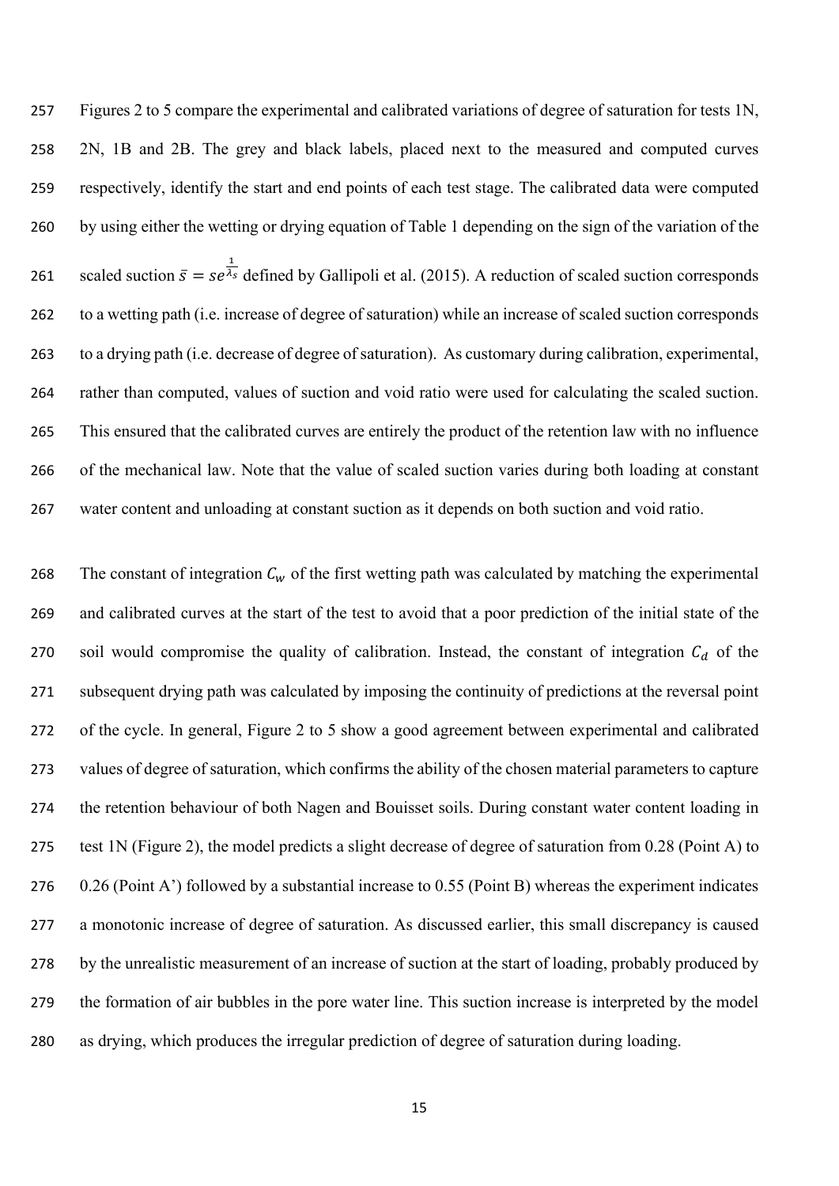Figures 2 to 5 compare the experimental and calibrated variations of degree of saturation for tests 1N, 2N, 1B and 2B. The grey and black labels, placed next to the measured and computed curves respectively, identify the start and end points of each test stage. The calibrated data were computed by using either the wetting or drying equation of Table 1 depending on the sign of the variation of the scaled suction $\bar{s} = se^{\frac{1}{\lambda_s}}$ defined by Gallipoli et al. (2015). A reduction of scaled suction corresponds to a wetting path (i.e. increase of degree of saturation) while an increase of scaled suction corresponds to a drying path (i.e. decrease of degree of saturation). As customary during calibration, experimental, rather than computed, values of suction and void ratio were used for calculating the scaled suction. This ensured that the calibrated curves are entirely the product of the retention law with no influence of the mechanical law. Note that the value of scaled suction varies during both loading at constant water content and unloading at constant suction as it depends on both suction and void ratio.

The constant of integration $C_w$ of the first wetting path was calculated by matching the experimental and calibrated curves at the start of the test to avoid that a poor prediction of the initial state of the soil would compromise the quality of calibration. Instead, the constant of integration $C_d$ of the subsequent drying path was calculated by imposing the continuity of predictions at the reversal point of the cycle. In general, Figure 2 to 5 show a good agreement between experimental and calibrated values of degree of saturation, which confirms the ability of the chosen material parameters to capture the retention behaviour of both Nagen and Bouisset soils. During constant water content loading in test 1N (Figure 2), the model predicts a slight decrease of degree of saturation from 0.28 (Point A) to 0.26 (Point A') followed by a substantial increase to 0.55 (Point B) whereas the experiment indicates a monotonic increase of degree of saturation. As discussed earlier, this small discrepancy is caused by the unrealistic measurement of an increase of suction at the start of loading, probably produced by the formation of air bubbles in the pore water line. This suction increase is interpreted by the model as drying, which produces the irregular prediction of degree of saturation during loading.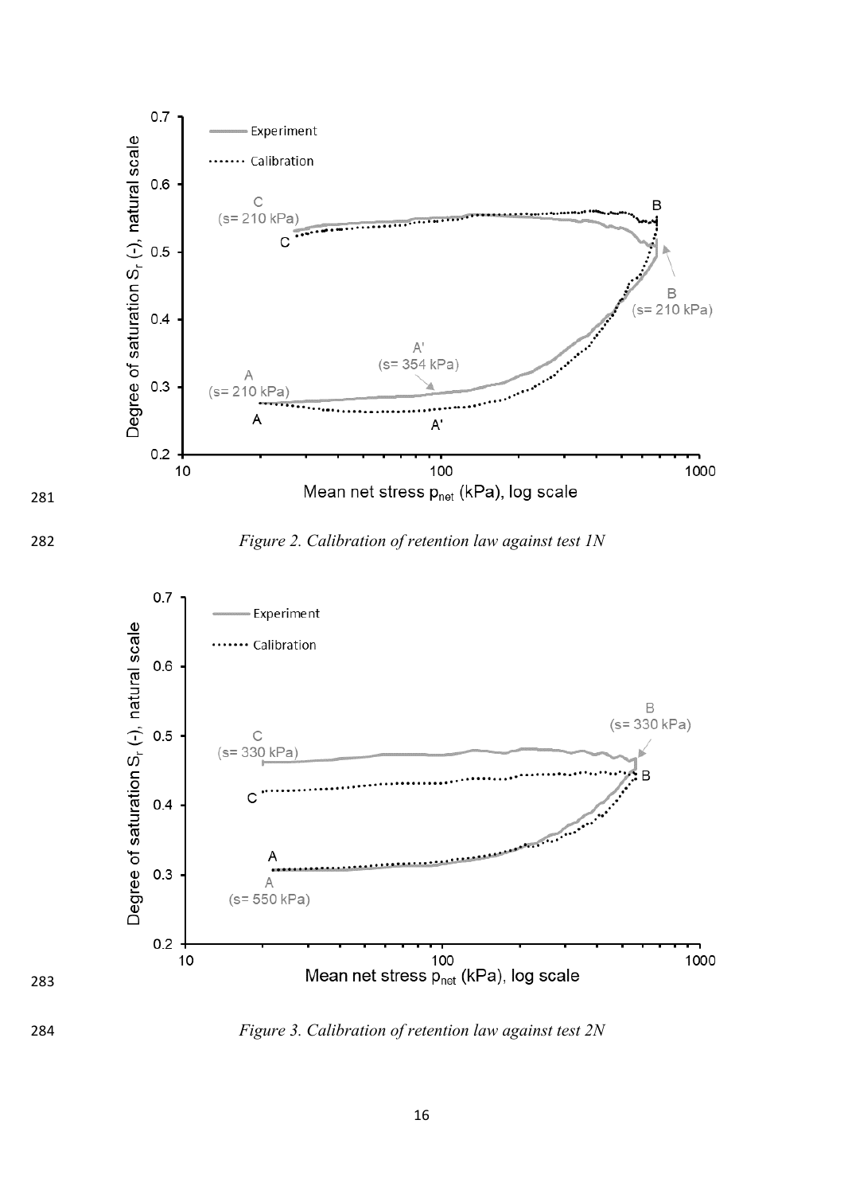*Figure 2. Calibration of retention law against test 1N*

*Figure 3. Calibration of retention law against test 2N*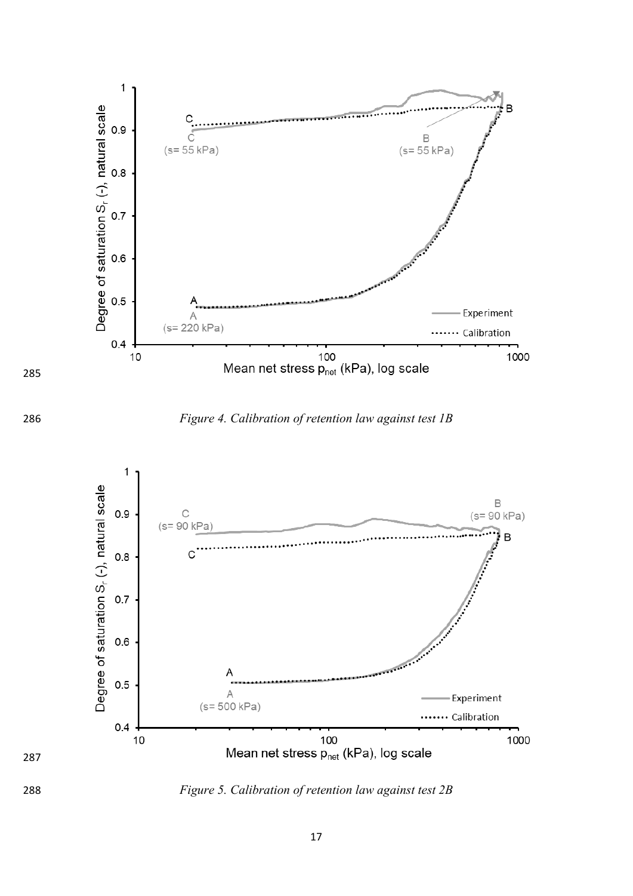*Figure 4. Calibration of retention law against test 1B*

*Figure 5. Calibration of retention law against test 2B*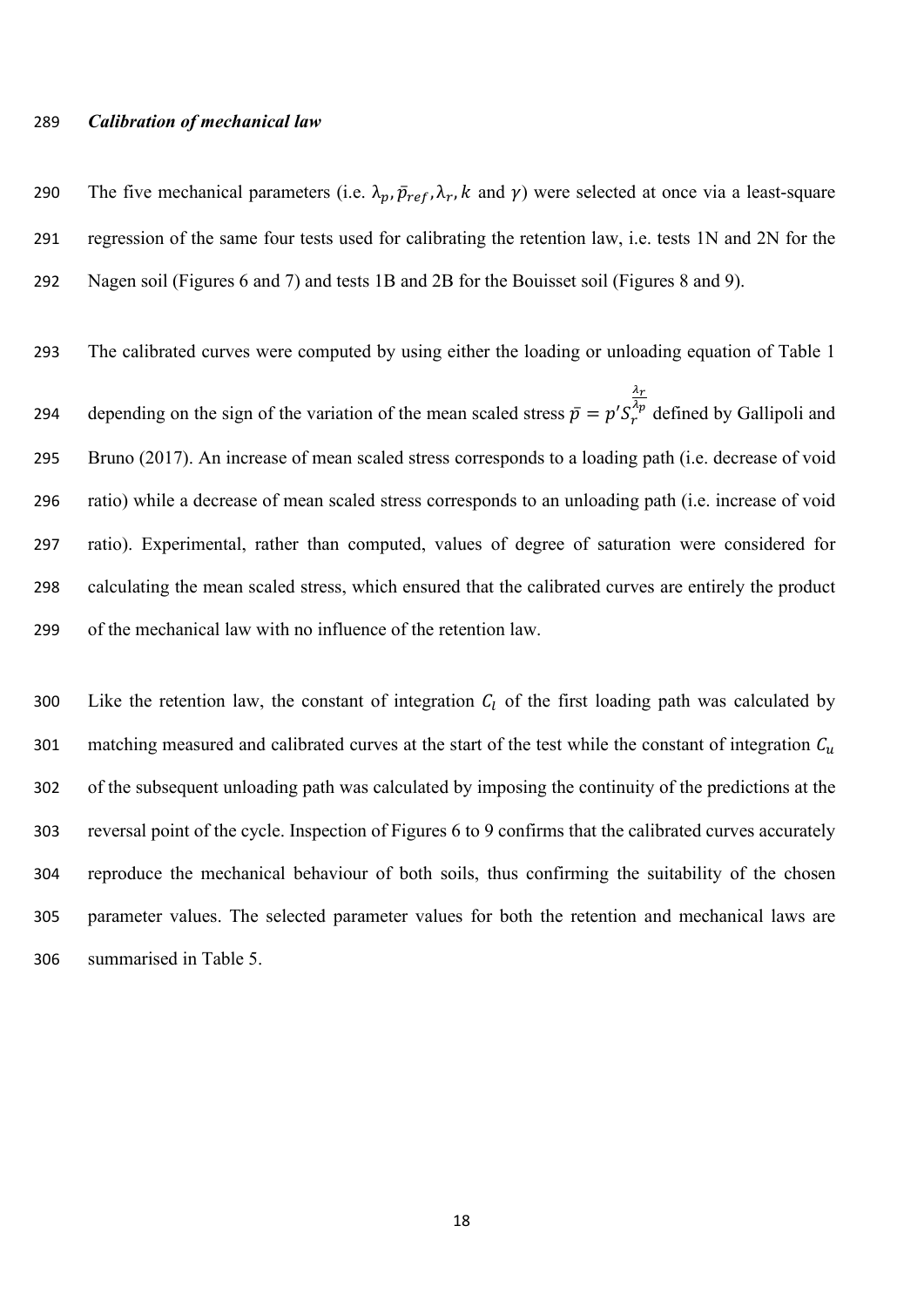***Calibration of mechanical law***

The five mechanical parameters (i.e. $\lambda_p, \bar{p}_{ref}, \lambda_r, k$ and $\gamma$) were selected at once via a least-square regression of the same four tests used for calibrating the retention law, i.e. tests 1N and 2N for the Nagen soil (Figures 6 and 7) and tests 1B and 2B for the Bouisset soil (Figures 8 and 9).

The calibrated curves were computed by using either the loading or unloading equation of Table 1 depending on the sign of the variation of the mean scaled stress $\bar{p} = p' S_r^{\frac{\lambda_r}{\lambda_p}}$ defined by Gallipoli and Bruno (2017). An increase of mean scaled stress corresponds to a loading path (i.e. decrease of void ratio) while a decrease of mean scaled stress corresponds to an unloading path (i.e. increase of void ratio). Experimental, rather than computed, values of degree of saturation were considered for calculating the mean scaled stress, which ensured that the calibrated curves are entirely the product of the mechanical law with no influence of the retention law.

Like the retention law, the constant of integration $C_l$ of the first loading path was calculated by matching measured and calibrated curves at the start of the test while the constant of integration $C_u$ of the subsequent unloading path was calculated by imposing the continuity of the predictions at the reversal point of the cycle. Inspection of Figures 6 to 9 confirms that the calibrated curves accurately reproduce the mechanical behaviour of both soils, thus confirming the suitability of the chosen parameter values. The selected parameter values for both the retention and mechanical laws are summarised in Table 5.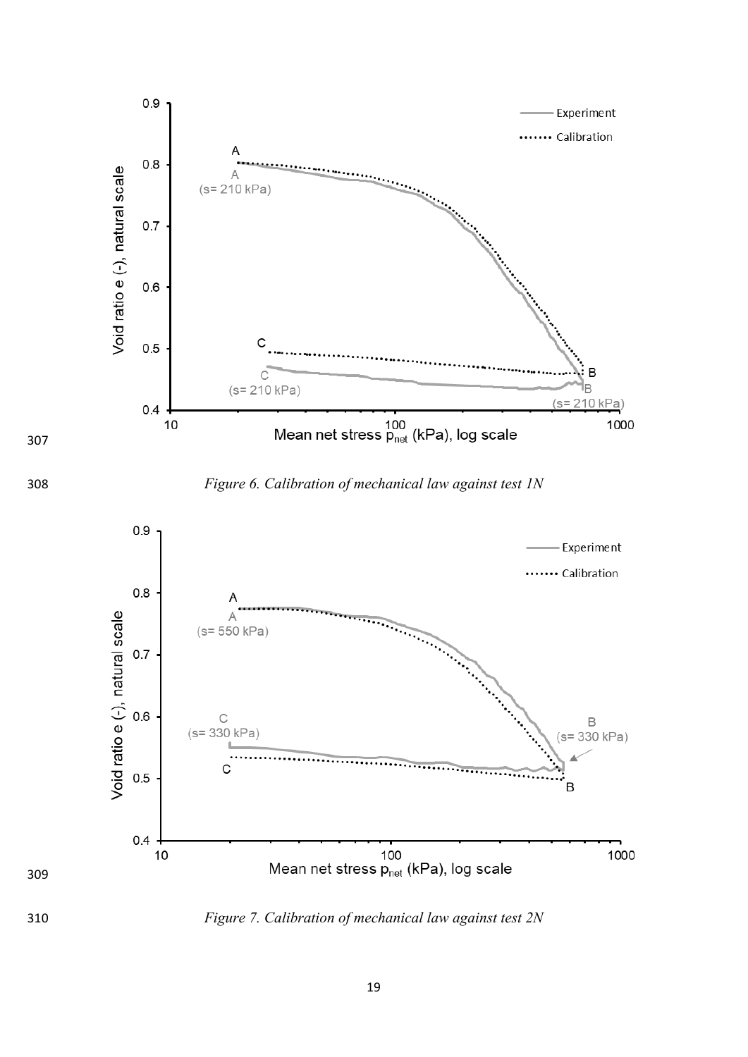Figure 6. Calibration of mechanical law against test 1N

Figure 7. Calibration of mechanical law against test 2N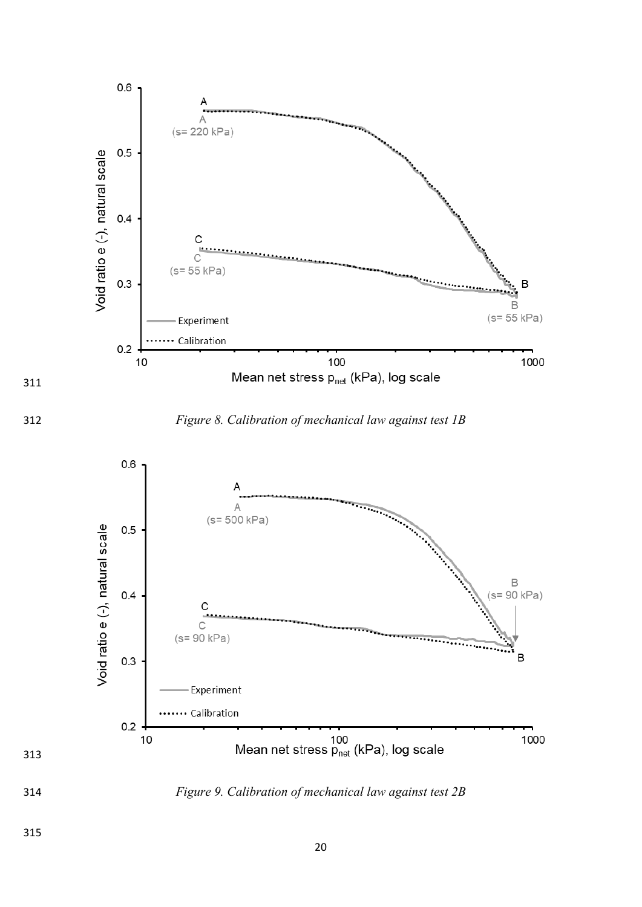Figure 8. Calibration of mechanical law against test 1B

Figure 9. Calibration of mechanical law against test 2B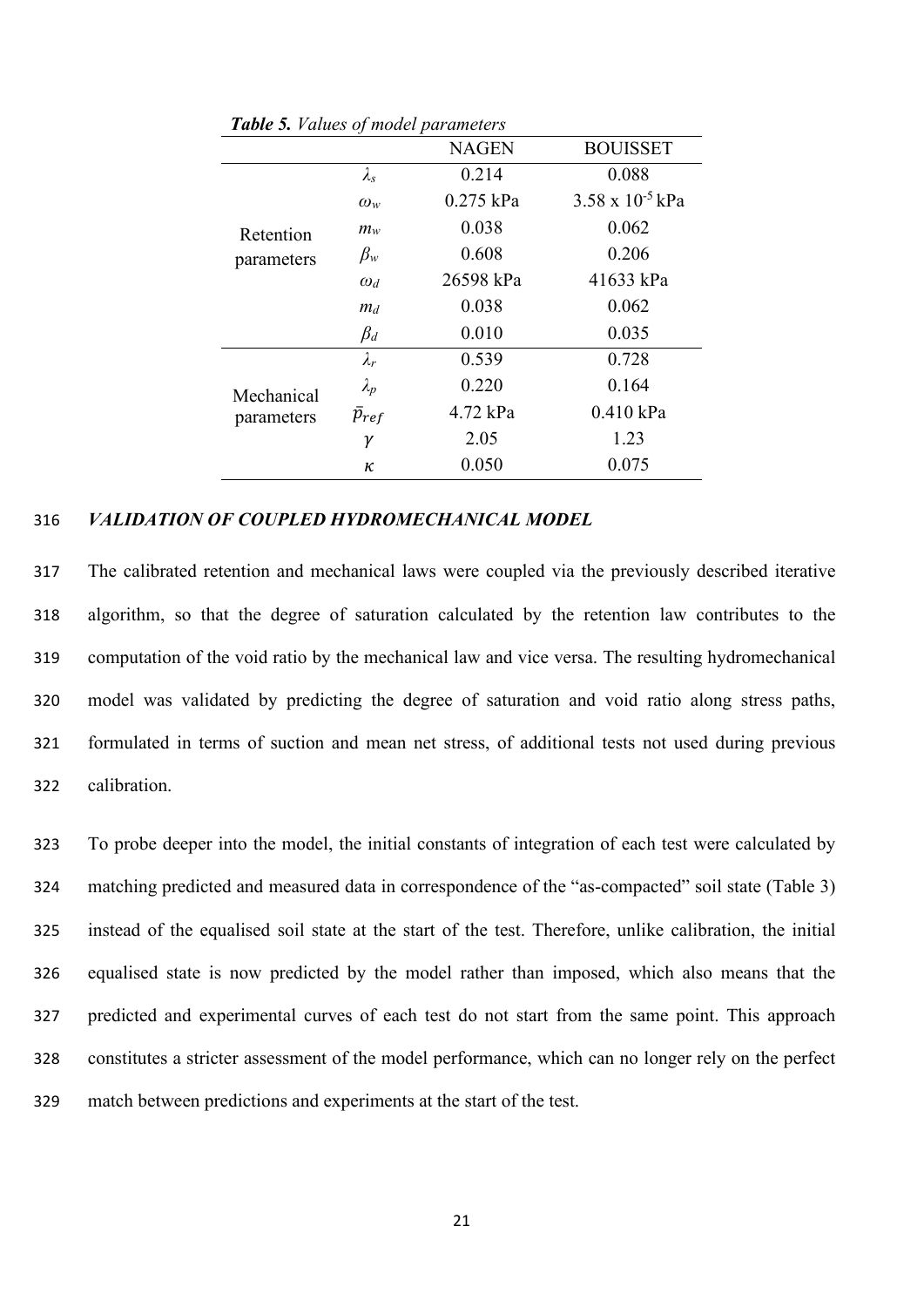***Table 5.*** *Values of model parameters*

| | | NAGEN | BOUISSET |
|---|---|---|---|
| Retention parameters | $\lambda_s$ | 0.214 | 0.088 |
| | $\omega_w$ | 0.275 kPa | $3.58 \times 10^{-5}$ kPa |
| | $m_w$ | 0.038 | 0.062 |
| | $\beta_w$ | 0.608 | 0.206 |
| | $\omega_d$ | 26598 kPa | 41633 kPa |
| | $m_d$ | 0.038 | 0.062 |
| | $\beta_d$ | 0.010 | 0.035 |
| Mechanical parameters | $\lambda_r$ | 0.539 | 0.728 |
| | $\lambda_p$ | 0.220 | 0.164 |
| | $\bar{p}_{ref}$ | 4.72 kPa | 0.410 kPa |
| | $\gamma$ | 2.05 | 1.23 |
| | $\kappa$ | 0.050 | 0.075 |

316 ***VALIDATION OF COUPLED HYDROMECHANICAL MODEL***

317 The calibrated retention and mechanical laws were coupled via the previously described iterative
318 algorithm, so that the degree of saturation calculated by the retention law contributes to the
319 computation of the void ratio by the mechanical law and vice versa. The resulting hydromechanical
320 model was validated by predicting the degree of saturation and void ratio along stress paths,
321 formulated in terms of suction and mean net stress, of additional tests not used during previous
322 calibration.

323 To probe deeper into the model, the initial constants of integration of each test were calculated by
324 matching predicted and measured data in correspondence of the "as-compacted" soil state (Table 3)
325 instead of the equalised soil state at the start of the test. Therefore, unlike calibration, the initial
326 equalised state is now predicted by the model rather than imposed, which also means that the
327 predicted and experimental curves of each test do not start from the same point. This approach
328 constitutes a stricter assessment of the model performance, which can no longer rely on the perfect
329 match between predictions and experiments at the start of the test.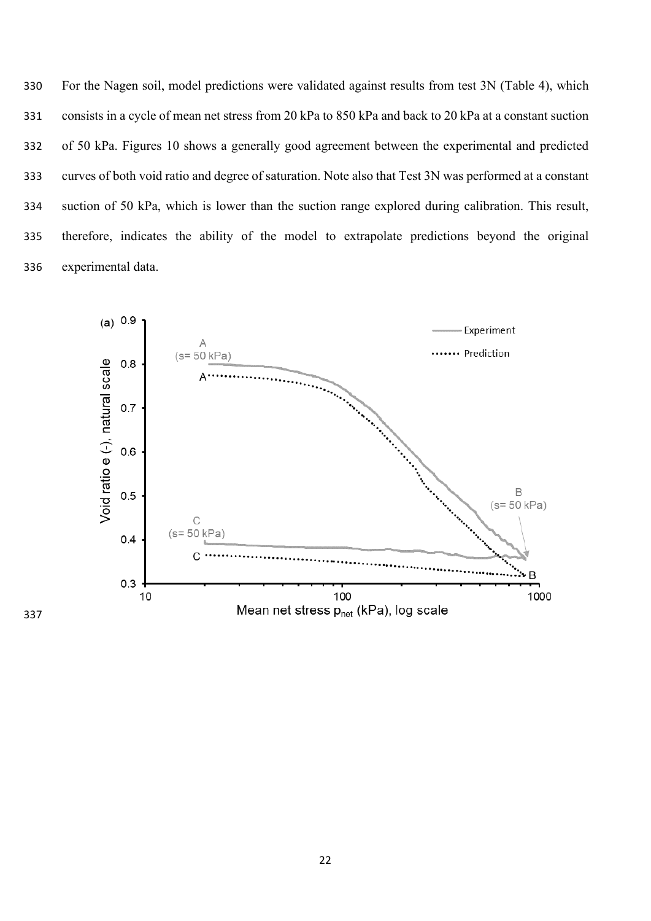For the Nagen soil, model predictions were validated against results from test 3N (Table 4), which consists in a cycle of mean net stress from 20 kPa to 850 kPa and back to 20 kPa at a constant suction of 50 kPa. Figures 10 shows a generally good agreement between the experimental and predicted curves of both void ratio and degree of saturation. Note also that Test 3N was performed at a constant suction of 50 kPa, which is lower than the suction range explored during calibration. This result, therefore, indicates the ability of the model to extrapolate predictions beyond the original experimental data.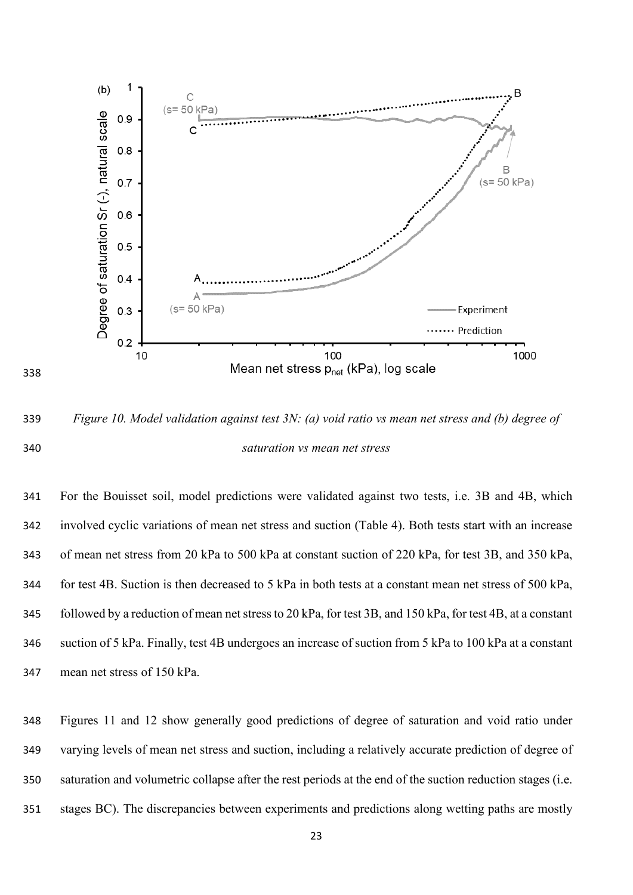Figure 10. Model validation against test 3N: (a) void ratio vs mean net stress and (b) degree of saturation vs mean net stress

For the Bouisset soil, model predictions were validated against two tests, i.e. 3B and 4B, which involved cyclic variations of mean net stress and suction (Table 4). Both tests start with an increase of mean net stress from 20 kPa to 500 kPa at constant suction of 220 kPa, for test 3B, and 350 kPa, for test 4B. Suction is then decreased to 5 kPa in both tests at a constant mean net stress of 500 kPa, followed by a reduction of mean net stress to 20 kPa, for test 3B, and 150 kPa, for test 4B, at a constant suction of 5 kPa. Finally, test 4B undergoes an increase of suction from 5 kPa to 100 kPa at a constant mean net stress of 150 kPa.

Figures 11 and 12 show generally good predictions of degree of saturation and void ratio under varying levels of mean net stress and suction, including a relatively accurate prediction of degree of saturation and volumetric collapse after the rest periods at the end of the suction reduction stages (i.e. stages BC). The discrepancies between experiments and predictions along wetting paths are mostly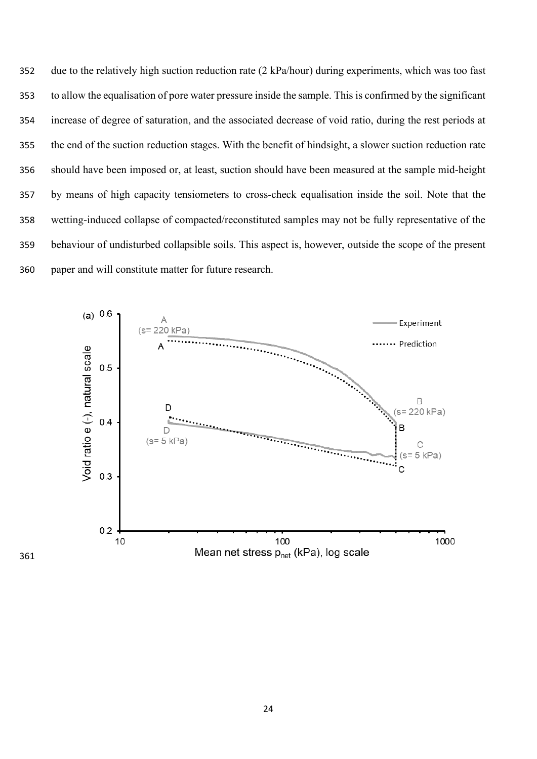due to the relatively high suction reduction rate (2 kPa/hour) during experiments, which was too fast to allow the equalisation of pore water pressure inside the sample. This is confirmed by the significant increase of degree of saturation, and the associated decrease of void ratio, during the rest periods at the end of the suction reduction stages. With the benefit of hindsight, a slower suction reduction rate should have been imposed or, at least, suction should have been measured at the sample mid-height by means of high capacity tensiometers to cross-check equalisation inside the soil. Note that the wetting-induced collapse of compacted/reconstituted samples may not be fully representative of the behaviour of undisturbed collapsible soils. This aspect is, however, outside the scope of the present paper and will constitute matter for future research.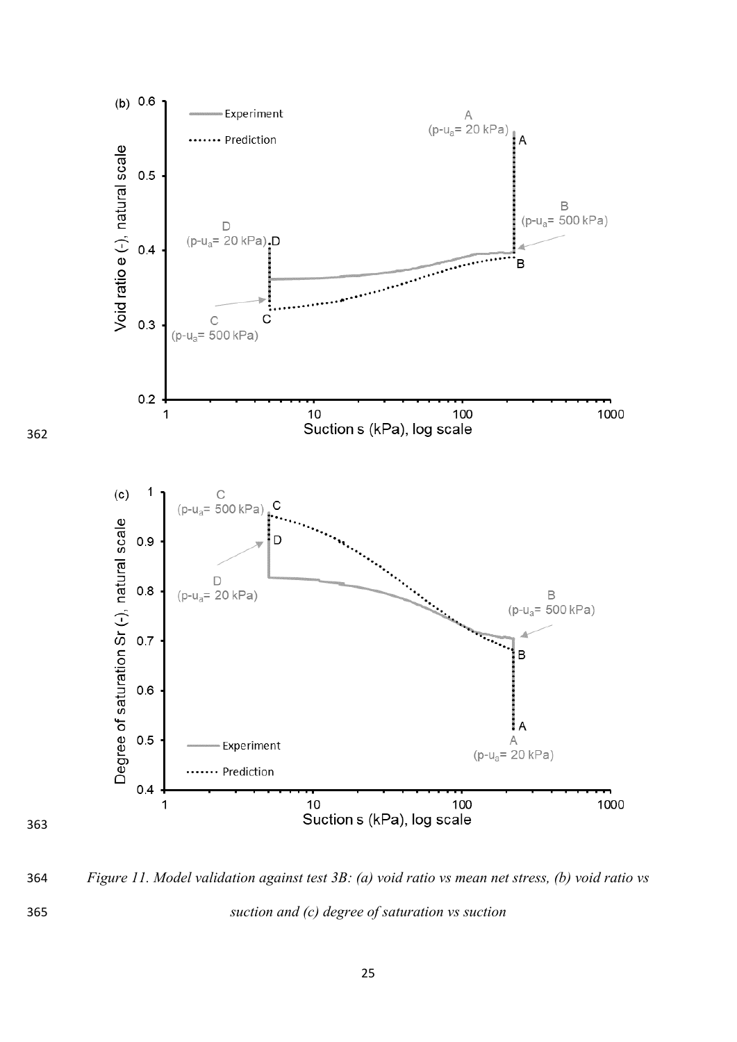Figure 11. Model validation against test 3B: (a) void ratio vs mean net stress, (b) void ratio vs suction and (c) degree of saturation vs suction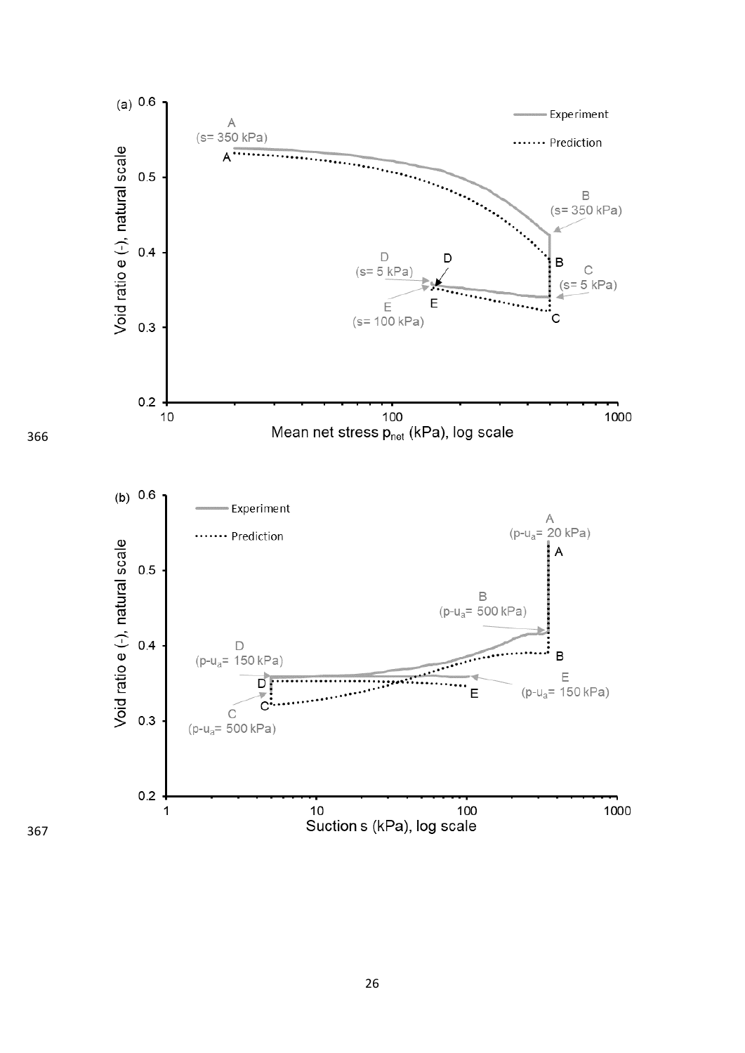(a)

Experiment

Prediction

A (s= 350 kPa)

B (s= 350 kPa)

C (s= 5 kPa)

D (s= 5 kPa)

E (s= 100 kPa)

Void ratio e (-), natural scale

Mean net stress $p_{net}$ (kPa), log scale

(b)

Experiment

Prediction

A ($p-u_a$= 20 kPa)

B ($p-u_a$= 500 kPa)

C ($p-u_a$= 500 kPa)

D ($p-u_a$= 150 kPa)

E ($p-u_a$= 150 kPa)

Void ratio e (-), natural scale

Suction s (kPa), log scale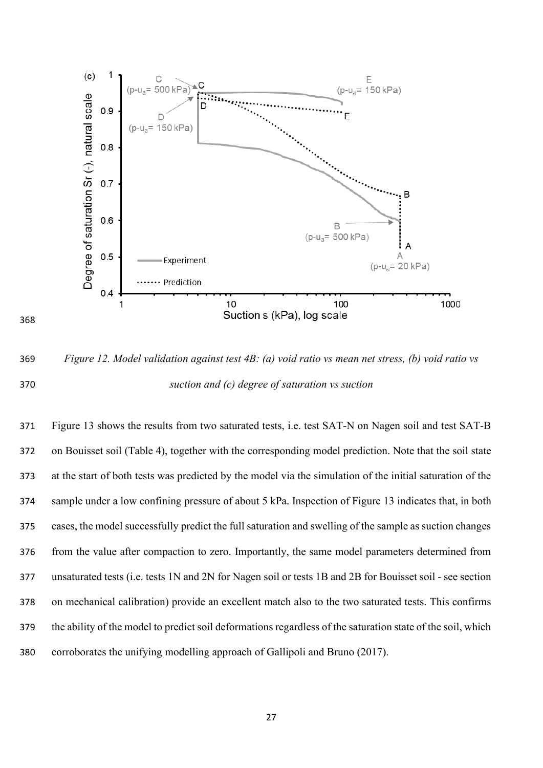Figure 12. Model validation against test 4B: (a) void ratio vs mean net stress, (b) void ratio vs suction and (c) degree of saturation vs suction

Figure 13 shows the results from two saturated tests, i.e. test SAT-N on Nagen soil and test SAT-B on Bouisset soil (Table 4), together with the corresponding model prediction. Note that the soil state at the start of both tests was predicted by the model via the simulation of the initial saturation of the sample under a low confining pressure of about 5 kPa. Inspection of Figure 13 indicates that, in both cases, the model successfully predict the full saturation and swelling of the sample as suction changes from the value after compaction to zero. Importantly, the same model parameters determined from unsaturated tests (i.e. tests 1N and 2N for Nagen soil or tests 1B and 2B for Bouisset soil - see section on mechanical calibration) provide an excellent match also to the two saturated tests. This confirms the ability of the model to predict soil deformations regardless of the saturation state of the soil, which corroborates the unifying modelling approach of Gallipoli and Bruno (2017).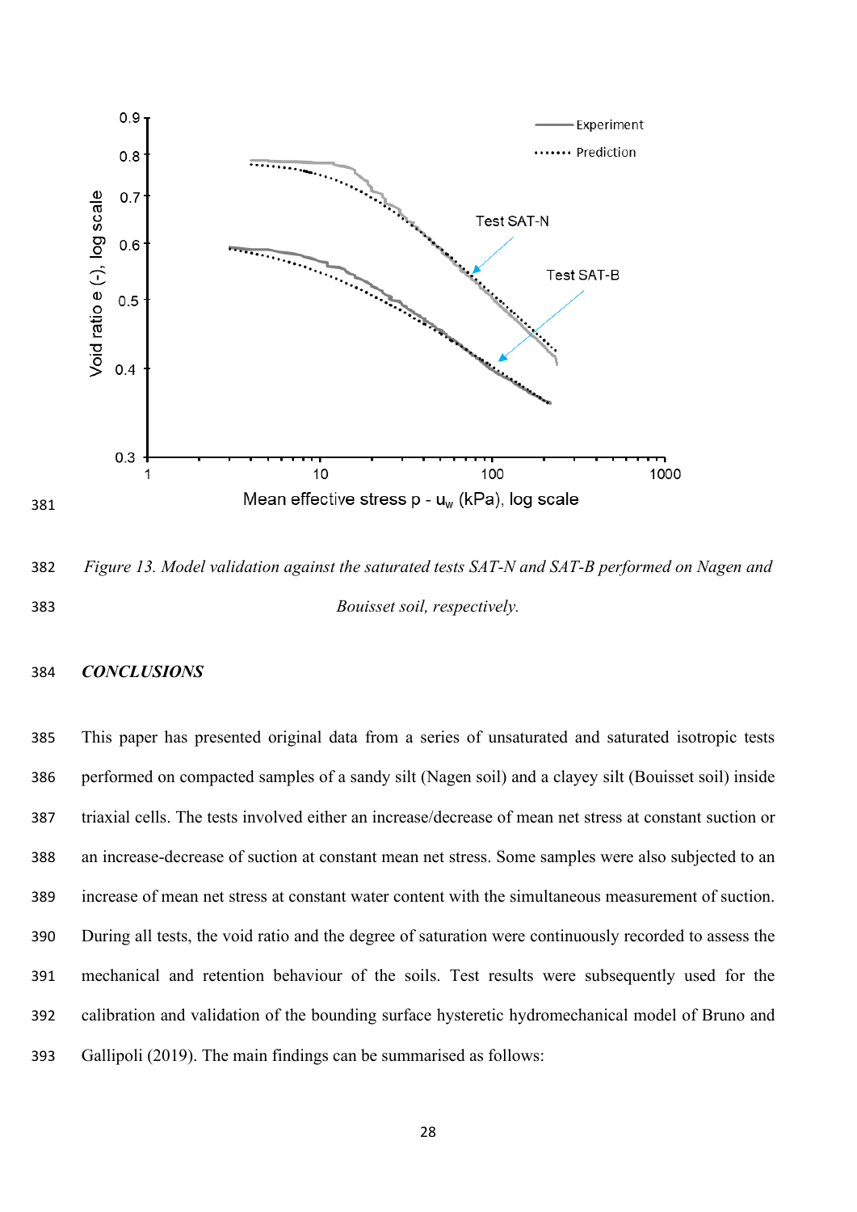*Figure 13. Model validation against the saturated tests SAT-N and SAT-B performed on Nagen and Bouisset soil, respectively.*

## ***CONCLUSIONS***

This paper has presented original data from a series of unsaturated and saturated isotropic tests performed on compacted samples of a sandy silt (Nagen soil) and a clayey silt (Bouisset soil) inside triaxial cells. The tests involved either an increase/decrease of mean net stress at constant suction or an increase-decrease of suction at constant mean net stress. Some samples were also subjected to an increase of mean net stress at constant water content with the simultaneous measurement of suction. During all tests, the void ratio and the degree of saturation were continuously recorded to assess the mechanical and retention behaviour of the soils. Test results were subsequently used for the calibration and validation of the bounding surface hysteretic hydromechanical model of Bruno and Gallipoli (2019). The main findings can be summarised as follows: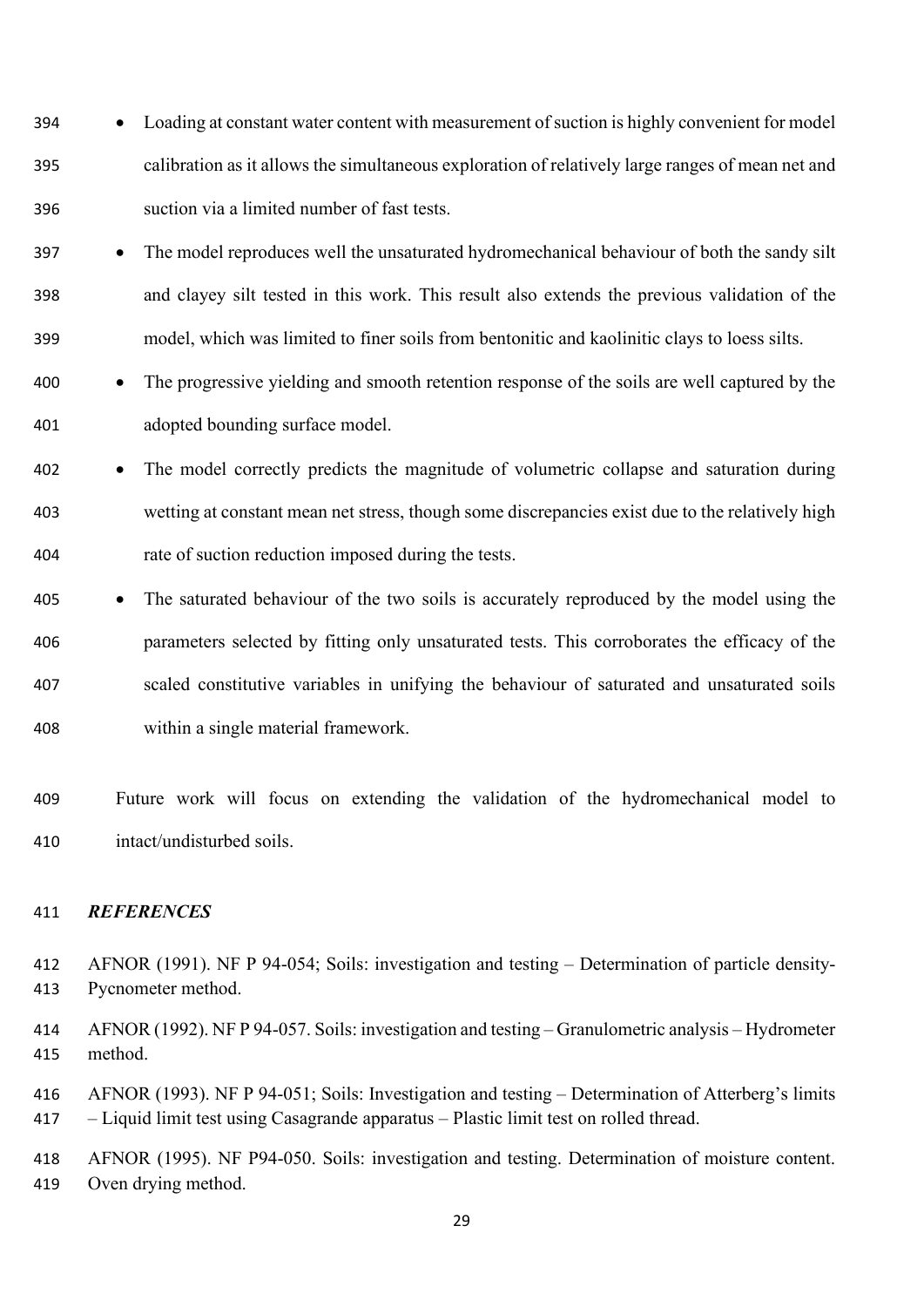- Loading at constant water content with measurement of suction is highly convenient for model calibration as it allows the simultaneous exploration of relatively large ranges of mean net and suction via a limited number of fast tests.
- The model reproduces well the unsaturated hydromechanical behaviour of both the sandy silt and clayey silt tested in this work. This result also extends the previous validation of the model, which was limited to finer soils from bentonitic and kaolinitic clays to loess silts.
- The progressive yielding and smooth retention response of the soils are well captured by the adopted bounding surface model.
- The model correctly predicts the magnitude of volumetric collapse and saturation during wetting at constant mean net stress, though some discrepancies exist due to the relatively high rate of suction reduction imposed during the tests.
- The saturated behaviour of the two soils is accurately reproduced by the model using the parameters selected by fitting only unsaturated tests. This corroborates the efficacy of the scaled constitutive variables in unifying the behaviour of saturated and unsaturated soils within a single material framework.

Future work will focus on extending the validation of the hydromechanical model to intact/undisturbed soils.

## *REFERENCES*

AFNOR (1991). NF P 94-054; Soils: investigation and testing – Determination of particle density- Pycnometer method.

AFNOR (1992). NF P 94-057. Soils: investigation and testing – Granulometric analysis – Hydrometer method.

AFNOR (1993). NF P 94-051; Soils: Investigation and testing – Determination of Atterberg's limits – Liquid limit test using Casagrande apparatus – Plastic limit test on rolled thread.

AFNOR (1995). NF P94-050. Soils: investigation and testing. Determination of moisture content. Oven drying method.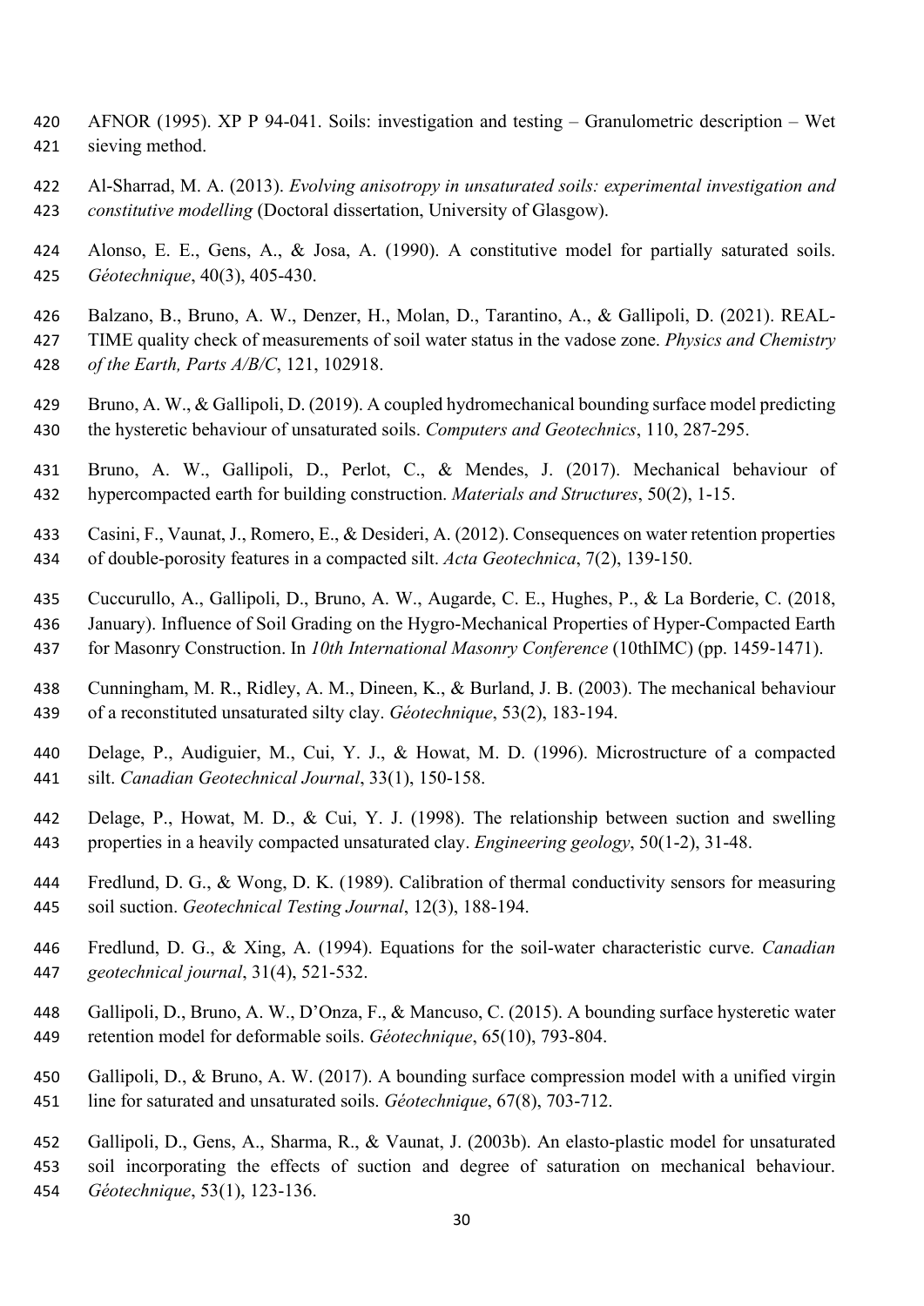AFNOR (1995). XP P 94-041. Soils: investigation and testing – Granulometric description – Wet sieving method.

Al-Sharrad, M. A. (2013). *Evolving anisotropy in unsaturated soils: experimental investigation and constitutive modelling* (Doctoral dissertation, University of Glasgow).

Alonso, E. E., Gens, A., & Josa, A. (1990). A constitutive model for partially saturated soils. *Géotechnique*, 40(3), 405-430.

Balzano, B., Bruno, A. W., Denzer, H., Molan, D., Tarantino, A., & Gallipoli, D. (2021). REAL-TIME quality check of measurements of soil water status in the vadose zone. *Physics and Chemistry of the Earth, Parts A/B/C*, 121, 102918.

Bruno, A. W., & Gallipoli, D. (2019). A coupled hydromechanical bounding surface model predicting the hysteretic behaviour of unsaturated soils. *Computers and Geotechnics*, 110, 287-295.

Bruno, A. W., Gallipoli, D., Perlot, C., & Mendes, J. (2017). Mechanical behaviour of hypercompacted earth for building construction. *Materials and Structures*, 50(2), 1-15.

Casini, F., Vaunat, J., Romero, E., & Desideri, A. (2012). Consequences on water retention properties of double-porosity features in a compacted silt. *Acta Geotechnica*, 7(2), 139-150.

Cuccurullo, A., Gallipoli, D., Bruno, A. W., Augarde, C. E., Hughes, P., & La Borderie, C. (2018, January). Influence of Soil Grading on the Hygro-Mechanical Properties of Hyper-Compacted Earth for Masonry Construction. In *10th International Masonry Conference* (10thIMC) (pp. 1459-1471).

Cunningham, M. R., Ridley, A. M., Dineen, K., & Burland, J. B. (2003). The mechanical behaviour of a reconstituted unsaturated silty clay. *Géotechnique*, 53(2), 183-194.

Delage, P., Audiguier, M., Cui, Y. J., & Howat, M. D. (1996). Microstructure of a compacted silt. *Canadian Geotechnical Journal*, 33(1), 150-158.

Delage, P., Howat, M. D., & Cui, Y. J. (1998). The relationship between suction and swelling properties in a heavily compacted unsaturated clay. *Engineering geology*, 50(1-2), 31-48.

Fredlund, D. G., & Wong, D. K. (1989). Calibration of thermal conductivity sensors for measuring soil suction. *Geotechnical Testing Journal*, 12(3), 188-194.

Fredlund, D. G., & Xing, A. (1994). Equations for the soil-water characteristic curve. *Canadian geotechnical journal*, 31(4), 521-532.

Gallipoli, D., Bruno, A. W., D'Onza, F., & Mancuso, C. (2015). A bounding surface hysteretic water retention model for deformable soils. *Géotechnique*, 65(10), 793-804.

Gallipoli, D., & Bruno, A. W. (2017). A bounding surface compression model with a unified virgin line for saturated and unsaturated soils. *Géotechnique*, 67(8), 703-712.

Gallipoli, D., Gens, A., Sharma, R., & Vaunat, J. (2003b). An elasto-plastic model for unsaturated soil incorporating the effects of suction and degree of saturation on mechanical behaviour. *Géotechnique*, 53(1), 123-136.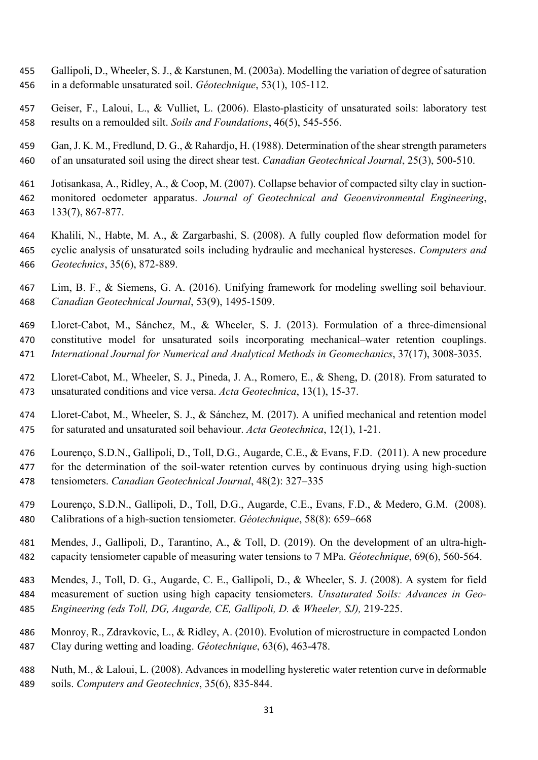Gallipoli, D., Wheeler, S. J., & Karstunen, M. (2003a). Modelling the variation of degree of saturation in a deformable unsaturated soil. *Géotechnique*, 53(1), 105-112.

Geiser, F., Laloui, L., & Vulliet, L. (2006). Elasto-plasticity of unsaturated soils: laboratory test results on a remoulded silt. *Soils and Foundations*, 46(5), 545-556.

Gan, J. K. M., Fredlund, D. G., & Rahardjo, H. (1988). Determination of the shear strength parameters of an unsaturated soil using the direct shear test. *Canadian Geotechnical Journal*, 25(3), 500-510.

Jotisankasa, A., Ridley, A., & Coop, M. (2007). Collapse behavior of compacted silty clay in suction-monitored oedometer apparatus. *Journal of Geotechnical and Geoenvironmental Engineering*, 133(7), 867-877.

Khalili, N., Habte, M. A., & Zargarbashi, S. (2008). A fully coupled flow deformation model for cyclic analysis of unsaturated soils including hydraulic and mechanical hystereses. *Computers and Geotechnics*, 35(6), 872-889.

Lim, B. F., & Siemens, G. A. (2016). Unifying framework for modeling swelling soil behaviour. *Canadian Geotechnical Journal*, 53(9), 1495-1509.

Lloret-Cabot, M., Sánchez, M., & Wheeler, S. J. (2013). Formulation of a three-dimensional constitutive model for unsaturated soils incorporating mechanical–water retention couplings. *International Journal for Numerical and Analytical Methods in Geomechanics*, 37(17), 3008-3035.

Lloret-Cabot, M., Wheeler, S. J., Pineda, J. A., Romero, E., & Sheng, D. (2018). From saturated to unsaturated conditions and vice versa. *Acta Geotechnica*, 13(1), 15-37.

Lloret-Cabot, M., Wheeler, S. J., & Sánchez, M. (2017). A unified mechanical and retention model for saturated and unsaturated soil behaviour. *Acta Geotechnica*, 12(1), 1-21.

Lourenço, S.D.N., Gallipoli, D., Toll, D.G., Augarde, C.E., & Evans, F.D. (2011). A new procedure for the determination of the soil-water retention curves by continuous drying using high-suction tensiometers. *Canadian Geotechnical Journal*, 48(2): 327–335

Lourenço, S.D.N., Gallipoli, D., Toll, D.G., Augarde, C.E., Evans, F.D., & Medero, G.M. (2008). Calibrations of a high-suction tensiometer. *Géotechnique*, 58(8): 659–668

Mendes, J., Gallipoli, D., Tarantino, A., & Toll, D. (2019). On the development of an ultra-high-capacity tensiometer capable of measuring water tensions to 7 MPa. *Géotechnique*, 69(6), 560-564.

Mendes, J., Toll, D. G., Augarde, C. E., Gallipoli, D., & Wheeler, S. J. (2008). A system for field measurement of suction using high capacity tensiometers. *Unsaturated Soils: Advances in Geo-Engineering (eds Toll, DG, Augarde, CE, Gallipoli, D. & Wheeler, SJ),* 219-225.

Monroy, R., Zdravkovic, L., & Ridley, A. (2010). Evolution of microstructure in compacted London Clay during wetting and loading. *Géotechnique*, 63(6), 463-478.

Nuth, M., & Laloui, L. (2008). Advances in modelling hysteretic water retention curve in deformable soils. *Computers and Geotechnics*, 35(6), 835-844.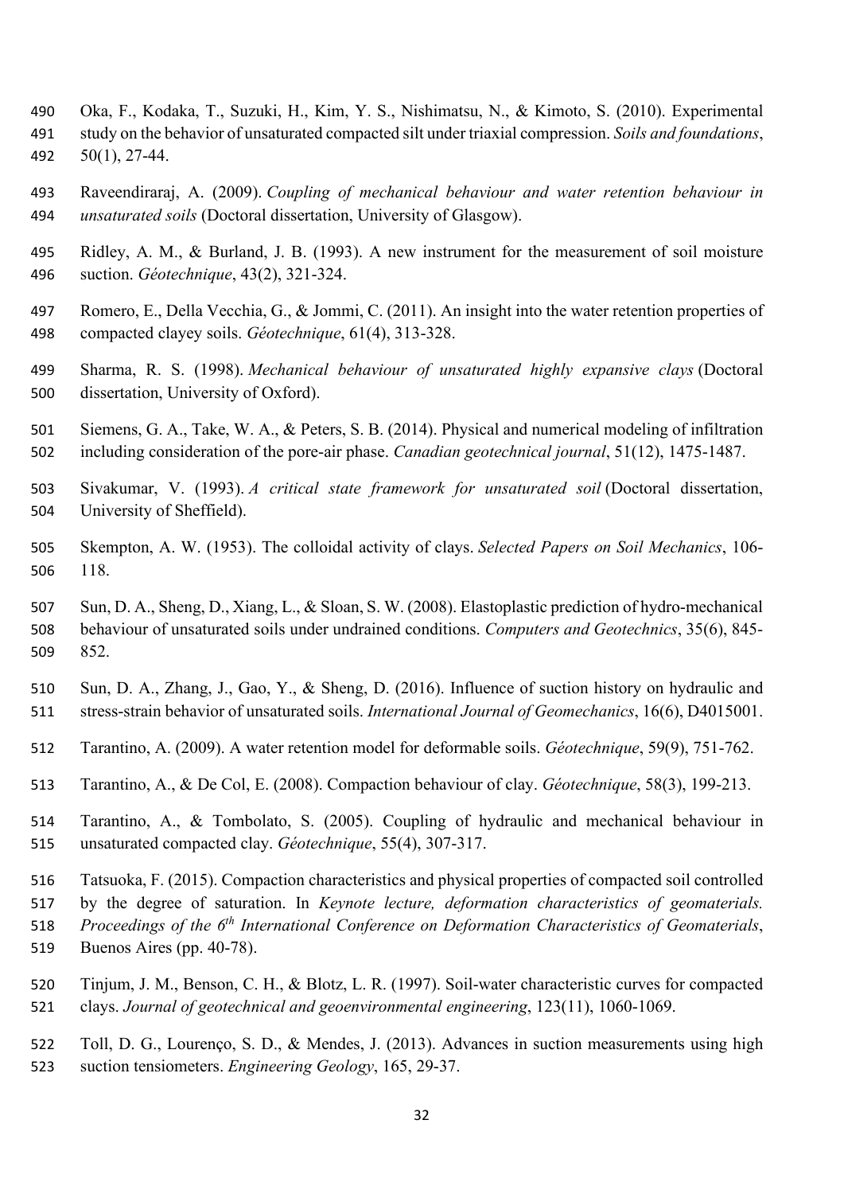Oka, F., Kodaka, T., Suzuki, H., Kim, Y. S., Nishimatsu, N., & Kimoto, S. (2010). Experimental study on the behavior of unsaturated compacted silt under triaxial compression. *Soils and foundations*, 50(1), 27-44.

Raveendiraraj, A. (2009). *Coupling of mechanical behaviour and water retention behaviour in unsaturated soils* (Doctoral dissertation, University of Glasgow).

Ridley, A. M., & Burland, J. B. (1993). A new instrument for the measurement of soil moisture suction. *Géotechnique*, 43(2), 321-324.

Romero, E., Della Vecchia, G., & Jommi, C. (2011). An insight into the water retention properties of compacted clayey soils. *Géotechnique*, 61(4), 313-328.

Sharma, R. S. (1998). *Mechanical behaviour of unsaturated highly expansive clays* (Doctoral dissertation, University of Oxford).

Siemens, G. A., Take, W. A., & Peters, S. B. (2014). Physical and numerical modeling of infiltration including consideration of the pore-air phase. *Canadian geotechnical journal*, 51(12), 1475-1487.

Sivakumar, V. (1993). *A critical state framework for unsaturated soil* (Doctoral dissertation, University of Sheffield).

Skempton, A. W. (1953). The colloidal activity of clays. *Selected Papers on Soil Mechanics*, 106-118.

Sun, D. A., Sheng, D., Xiang, L., & Sloan, S. W. (2008). Elastoplastic prediction of hydro-mechanical behaviour of unsaturated soils under undrained conditions. *Computers and Geotechnics*, 35(6), 845-852.

Sun, D. A., Zhang, J., Gao, Y., & Sheng, D. (2016). Influence of suction history on hydraulic and stress-strain behavior of unsaturated soils. *International Journal of Geomechanics*, 16(6), D4015001.

Tarantino, A. (2009). A water retention model for deformable soils. *Géotechnique*, 59(9), 751-762.

Tarantino, A., & De Col, E. (2008). Compaction behaviour of clay. *Géotechnique*, 58(3), 199-213.

Tarantino, A., & Tombolato, S. (2005). Coupling of hydraulic and mechanical behaviour in unsaturated compacted clay. *Géotechnique*, 55(4), 307-317.

Tatsuoka, F. (2015). Compaction characteristics and physical properties of compacted soil controlled by the degree of saturation. In *Keynote lecture, deformation characteristics of geomaterials. Proceedings of the 6th International Conference on Deformation Characteristics of Geomaterials*, Buenos Aires (pp. 40-78).

Tinjum, J. M., Benson, C. H., & Blotz, L. R. (1997). Soil-water characteristic curves for compacted clays. *Journal of geotechnical and geoenvironmental engineering*, 123(11), 1060-1069.

Toll, D. G., Lourenço, S. D., & Mendes, J. (2013). Advances in suction measurements using high suction tensiometers. *Engineering Geology*, 165, 29-37.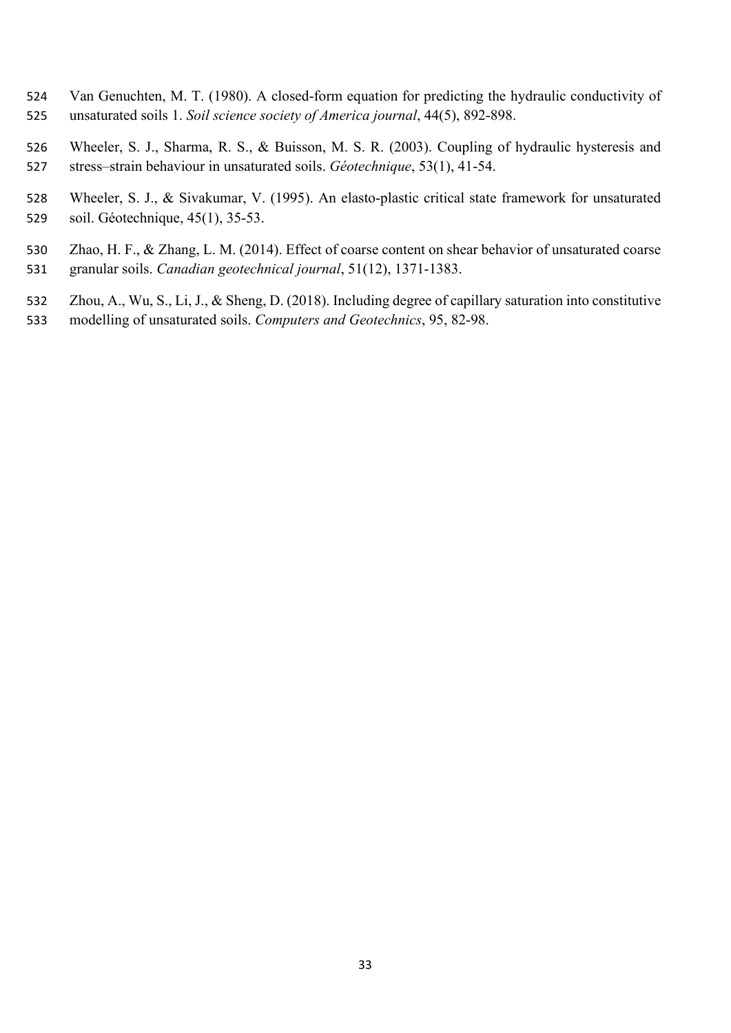Van Genuchten, M. T. (1980). A closed-form equation for predicting the hydraulic conductivity of unsaturated soils 1. *Soil science society of America journal*, 44(5), 892-898.

Wheeler, S. J., Sharma, R. S., & Buisson, M. S. R. (2003). Coupling of hydraulic hysteresis and stress–strain behaviour in unsaturated soils. *Géotechnique*, 53(1), 41-54.

Wheeler, S. J., & Sivakumar, V. (1995). An elasto-plastic critical state framework for unsaturated soil. Géotechnique, 45(1), 35-53.

Zhao, H. F., & Zhang, L. M. (2014). Effect of coarse content on shear behavior of unsaturated coarse granular soils. *Canadian geotechnical journal*, 51(12), 1371-1383.

Zhou, A., Wu, S., Li, J., & Sheng, D. (2018). Including degree of capillary saturation into constitutive modelling of unsaturated soils. *Computers and Geotechnics*, 95, 82-98.